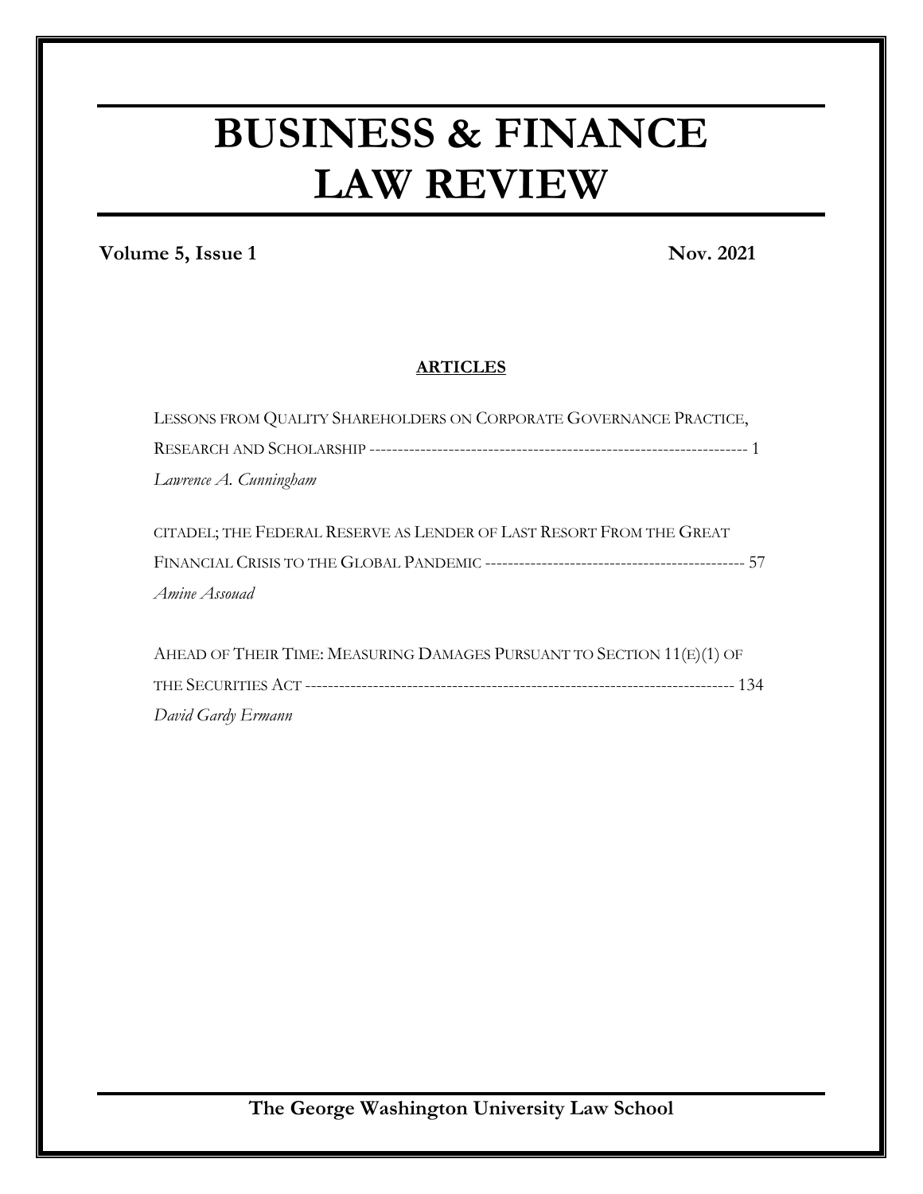# BUSINESS & FINANCE LAW REVIEW

**Volume 5, Issue 1** **Nov. 2021**

## ARTICLES

LESSONS FROM QUALITY SHAREHOLDERS ON CORPORATE GOVERNANCE PRACTICE, RESEARCH AND SCHOLARSHIP ---------------------------------------------------------------------- 1
*Lawrence A. Cunningham*

CITADEL; THE FEDERAL RESERVE AS LENDER OF LAST RESORT FROM THE GREAT FINANCIAL CRISIS TO THE GLOBAL PANDEMIC ----------------------------------------------- 57
*Amine Assouad*

AHEAD OF THEIR TIME: MEASURING DAMAGES PURSUANT TO SECTION 11(E)(1) OF THE SECURITIES ACT ---------------------------------------------------------------------------- 134
*David Gardy Ermann*

**The George Washington University Law School**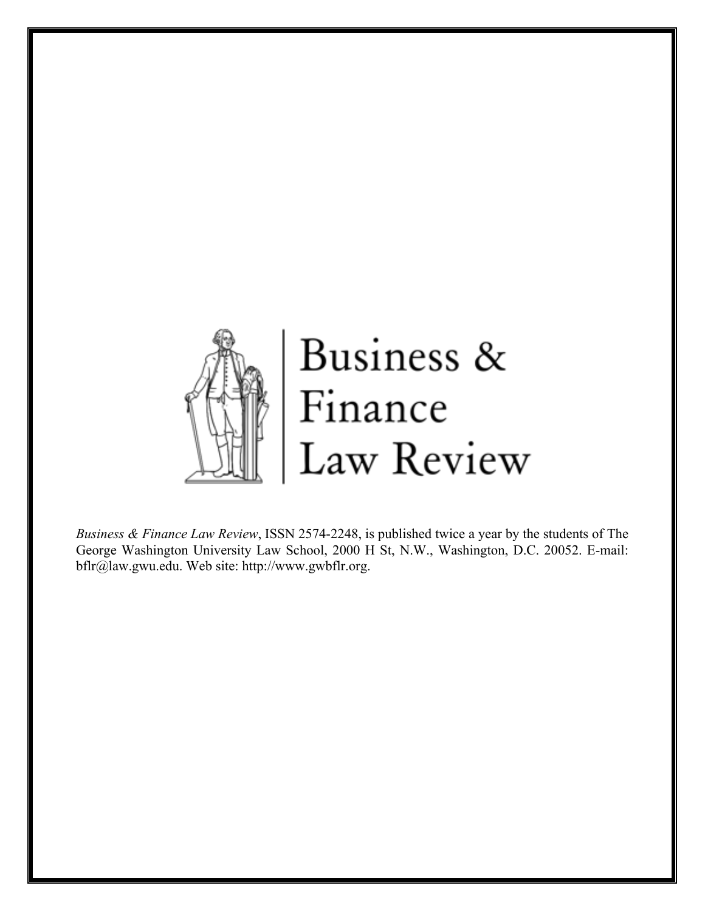Business &
Finance
Law Review

*Business & Finance Law Review*, ISSN 2574-2248, is published twice a year by the students of The George Washington University Law School, 2000 H St, N.W., Washington, D.C. 20052. E-mail: bflr@law.gwu.edu. Web site: http://www.gwbflr.org.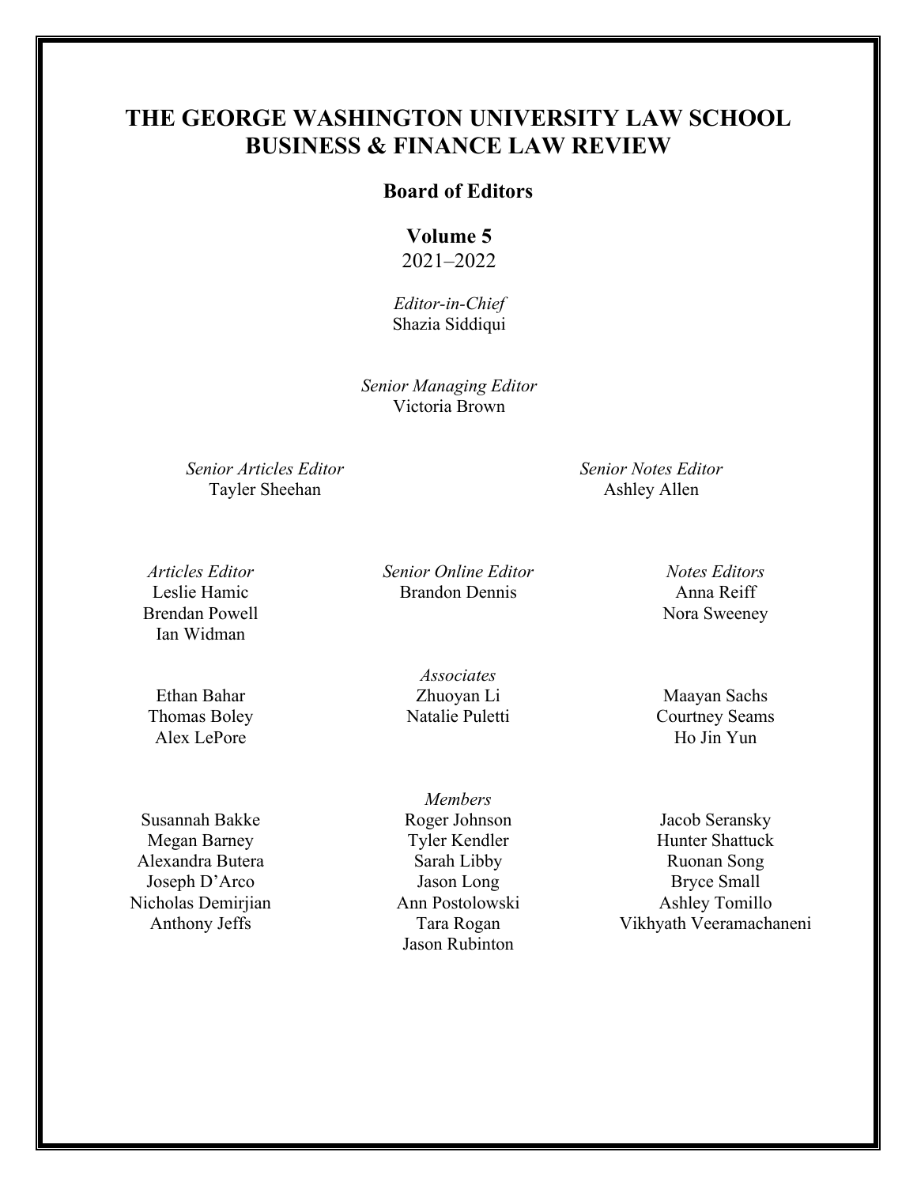# THE GEORGE WASHINGTON UNIVERSITY LAW SCHOOL BUSINESS & FINANCE LAW REVIEW

## Board of Editors

**Volume 5**
2021–2022

*Editor-in-Chief*
Shazia Siddiqui

*Senior Managing Editor*
Victoria Brown

*Senior Articles Editor*
Tayler Sheehan

*Senior Notes Editor*
Ashley Allen

*Articles Editor*
Leslie Hamic
Brendan Powell
Ian Widman

*Senior Online Editor*
Brandon Dennis

*Notes Editors*
Anna Reiff
Nora Sweeney

*Associates*
Ethan Bahar
Thomas Boley
Alex LePore
Zhuoyan Li
Natalie Puletti
Maayan Sachs
Courtney Seams
Ho Jin Yun

*Members*
Susannah Bakke
Megan Barney
Alexandra Butera
Joseph D'Arco
Nicholas Demirjian
Anthony Jeffs
Roger Johnson
Tyler Kendler
Sarah Libby
Jason Long
Ann Postolowski
Tara Rogan
Jason Rubinton
Jacob Seransky
Hunter Shattuck
Ruonan Song
Bryce Small
Ashley Tomillo
Vikhyath Veeramachaneni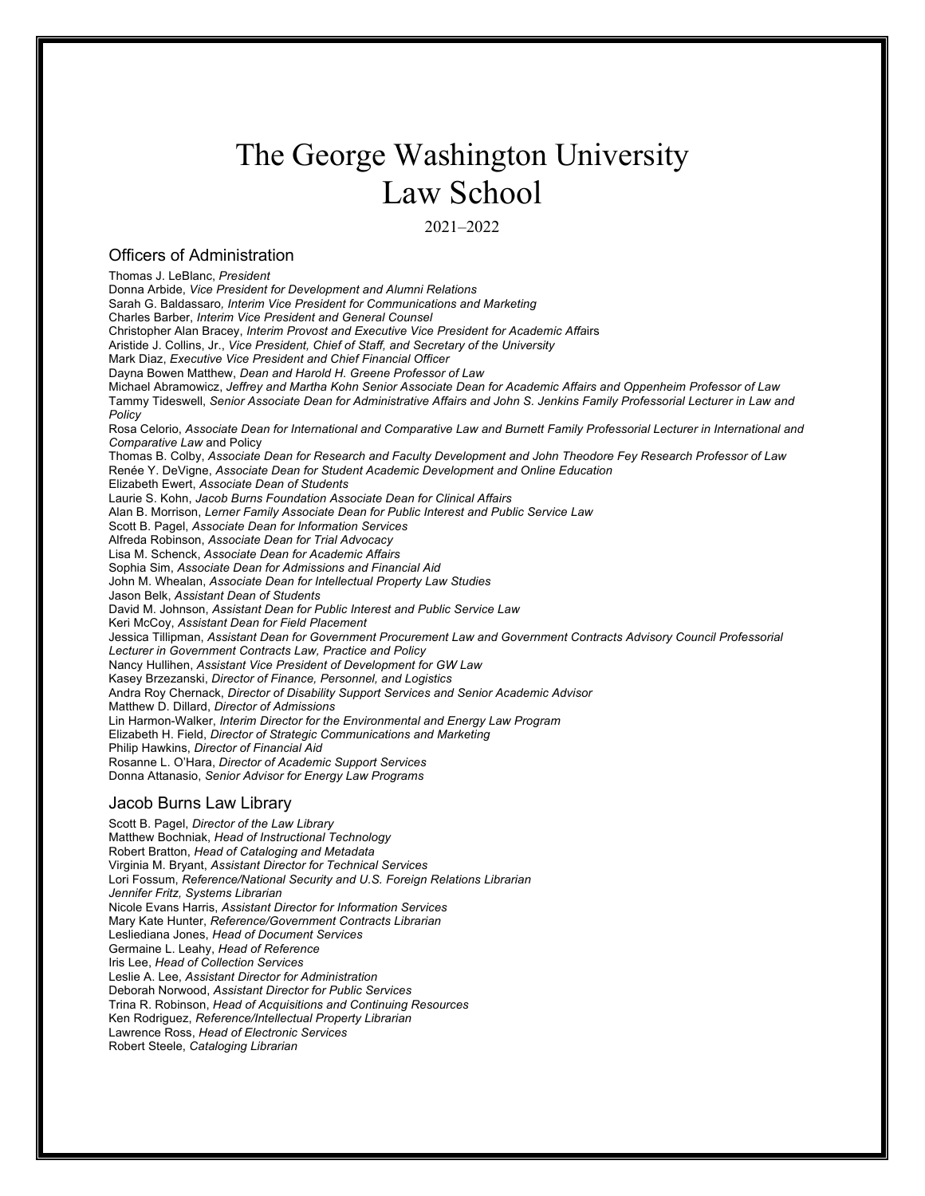# The George Washington University Law School

2021–2022

## Officers of Administration

Thomas J. LeBlanc, *President*
Donna Arbide, *Vice President for Development and Alumni Relations*
Sarah G. Baldassaro, *Interim Vice President for Communications and Marketing*
Charles Barber, *Interim Vice President and General Counsel*
Christopher Alan Bracey, *Interim Provost and Executive Vice President for Academic Affairs*
Aristide J. Collins, Jr., *Vice President, Chief of Staff, and Secretary of the University*
Mark Diaz, *Executive Vice President and Chief Financial Officer*
Dayna Bowen Matthew, *Dean and Harold H. Greene Professor of Law*
Michael Abramowicz, *Jeffrey and Martha Kohn Senior Associate Dean for Academic Affairs and Oppenheim Professor of Law*
Tammy Tideswell, *Senior Associate Dean for Administrative Affairs and John S. Jenkins Family Professorial Lecturer in Law and Policy*
Rosa Celorio, *Associate Dean for International and Comparative Law and Burnett Family Professorial Lecturer in International and Comparative Law* and Policy
Thomas B. Colby, *Associate Dean for Research and Faculty Development and John Theodore Fey Research Professor of Law*
Renée Y. DeVigne, *Associate Dean for Student Academic Development and Online Education*
Elizabeth Ewert, *Associate Dean of Students*
Laurie S. Kohn, *Jacob Burns Foundation Associate Dean for Clinical Affairs*
Alan B. Morrison, *Lerner Family Associate Dean for Public Interest and Public Service Law*
Scott B. Pagel, *Associate Dean for Information Services*
Alfreda Robinson, *Associate Dean for Trial Advocacy*
Lisa M. Schenck, *Associate Dean for Academic Affairs*
Sophia Sim, *Associate Dean for Admissions and Financial Aid*
John M. Whealan, *Associate Dean for Intellectual Property Law Studies*
Jason Belk, *Assistant Dean of Students*
David M. Johnson, *Assistant Dean for Public Interest and Public Service Law*
Keri McCoy, *Assistant Dean for Field Placement*
Jessica Tillipman, *Assistant Dean for Government Procurement Law and Government Contracts Advisory Council Professorial Lecturer in Government Contracts Law, Practice and Policy*
Nancy Hullihen, *Assistant Vice President of Development for GW Law*
Kasey Brzezanski, *Director of Finance, Personnel, and Logistics*
Andra Roy Chernack, *Director of Disability Support Services and Senior Academic Advisor*
Matthew D. Dillard, *Director of Admissions*
Lin Harmon-Walker, *Interim Director for the Environmental and Energy Law Program*
Elizabeth H. Field, *Director of Strategic Communications and Marketing*
Philip Hawkins, *Director of Financial Aid*
Rosanne L. O'Hara, *Director of Academic Support Services*
Donna Attanasio, *Senior Advisor for Energy Law Programs*

## Jacob Burns Law Library

Scott B. Pagel, *Director of the Law Library*
Matthew Bochniak, *Head of Instructional Technology*
Robert Bratton, *Head of Cataloging and Metadata*
Virginia M. Bryant, *Assistant Director for Technical Services*
Lori Fossum, *Reference/National Security and U.S. Foreign Relations Librarian*
*Jennifer Fritz, Systems Librarian*
Nicole Evans Harris, *Assistant Director for Information Services*
Mary Kate Hunter, *Reference/Government Contracts Librarian*
Lesliediana Jones, *Head of Document Services*
Germaine L. Leahy, *Head of Reference*
Iris Lee, *Head of Collection Services*
Leslie A. Lee, *Assistant Director for Administration*
Deborah Norwood, *Assistant Director for Public Services*
Trina R. Robinson, *Head of Acquisitions and Continuing Resources*
Ken Rodriguez, *Reference/Intellectual Property Librarian*
Lawrence Ross, *Head of Electronic Services*
Robert Steele, *Cataloging Librarian*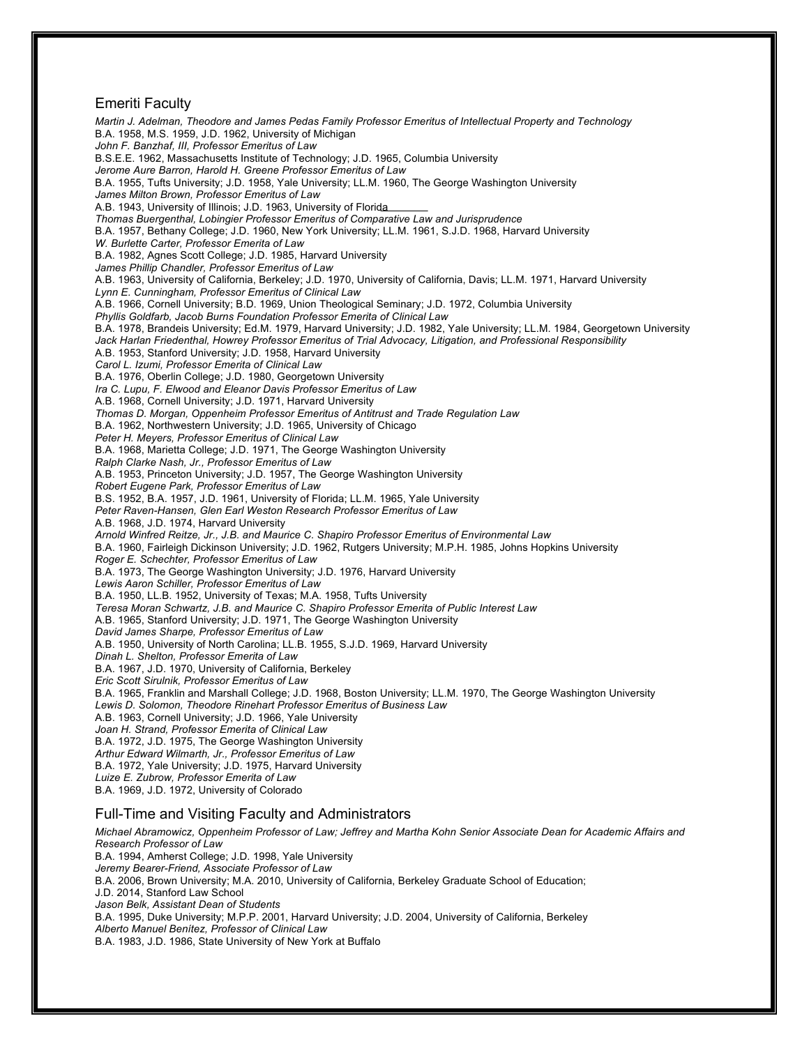## Emeriti Faculty

*Martin J. Adelman, Theodore and James Pedas Family Professor Emeritus of Intellectual Property and Technology*
B.A. 1958, M.S. 1959, J.D. 1962, University of Michigan
*John F. Banzhaf, III, Professor Emeritus of Law*
B.S.E.E. 1962, Massachusetts Institute of Technology; J.D. 1965, Columbia University
*Jerome Aure Barron, Harold H. Greene Professor Emeritus of Law*
B.A. 1955, Tufts University; J.D. 1958, Yale University; LL.M. 1960, The George Washington University
*James Milton Brown, Professor Emeritus of Law*
A.B. 1943, University of Illinois; J.D. 1963, University of Florida
*Thomas Buergenthal, Lobingier Professor Emeritus of Comparative Law and Jurisprudence*
B.A. 1957, Bethany College; J.D. 1960, New York University; LL.M. 1961, S.J.D. 1968, Harvard University
*W. Burlette Carter, Professor Emerita of Law*
B.A. 1982, Agnes Scott College; J.D. 1985, Harvard University
*James Phillip Chandler, Professor Emeritus of Law*
A.B. 1963, University of California, Berkeley; J.D. 1970, University of California, Davis; LL.M. 1971, Harvard University
*Lynn E. Cunningham, Professor Emeritus of Clinical Law*
A.B. 1966, Cornell University; B.D. 1969, Union Theological Seminary; J.D. 1972, Columbia University
*Phyllis Goldfarb, Jacob Burns Foundation Professor Emerita of Clinical Law*
B.A. 1978, Brandeis University; Ed.M. 1979, Harvard University; J.D. 1982, Yale University; LL.M. 1984, Georgetown University
*Jack Harlan Friedenthal, Howrey Professor Emeritus of Trial Advocacy, Litigation, and Professional Responsibility*
A.B. 1953, Stanford University; J.D. 1958, Harvard University
*Carol L. Izumi, Professor Emerita of Clinical Law*
B.A. 1976, Oberlin College; J.D. 1980, Georgetown University
*Ira C. Lupu, F. Elwood and Eleanor Davis Professor Emeritus of Law*
A.B. 1968, Cornell University; J.D. 1971, Harvard University
*Thomas D. Morgan, Oppenheim Professor Emeritus of Antitrust and Trade Regulation Law*
B.A. 1962, Northwestern University; J.D. 1965, University of Chicago
*Peter H. Meyers, Professor Emeritus of Clinical Law*
B.A. 1968, Marietta College; J.D. 1971, The George Washington University
*Ralph Clarke Nash, Jr., Professor Emeritus of Law*
A.B. 1953, Princeton University; J.D. 1957, The George Washington University
*Robert Eugene Park, Professor Emeritus of Law*
B.S. 1952, B.A. 1957, J.D. 1961, University of Florida; LL.M. 1965, Yale University
*Peter Raven-Hansen, Glen Earl Weston Research Professor Emeritus of Law*
A.B. 1968, J.D. 1974, Harvard University
*Arnold Winfred Reitze, Jr., J.B. and Maurice C. Shapiro Professor Emeritus of Environmental Law*
B.A. 1960, Fairleigh Dickinson University; J.D. 1962, Rutgers University; M.P.H. 1985, Johns Hopkins University
*Roger E. Schechter, Professor Emeritus of Law*
B.A. 1973, The George Washington University; J.D. 1976, Harvard University
*Lewis Aaron Schiller, Professor Emeritus of Law*
B.A. 1950, LL.B. 1952, University of Texas; M.A. 1958, Tufts University
*Teresa Moran Schwartz, J.B. and Maurice C. Shapiro Professor Emerita of Public Interest Law*
A.B. 1965, Stanford University; J.D. 1971, The George Washington University
*David James Sharpe, Professor Emeritus of Law*
A.B. 1950, University of North Carolina; LL.B. 1955, S.J.D. 1969, Harvard University
*Dinah L. Shelton, Professor Emerita of Law*
B.A. 1967, J.D. 1970, University of California, Berkeley
*Eric Scott Sirulnik, Professor Emeritus of Law*
B.A. 1965, Franklin and Marshall College; J.D. 1968, Boston University; LL.M. 1970, The George Washington University
*Lewis D. Solomon, Theodore Rinehart Professor Emeritus of Business Law*
A.B. 1963, Cornell University; J.D. 1966, Yale University
*Joan H. Strand, Professor Emerita of Clinical Law*
B.A. 1972, J.D. 1975, The George Washington University
*Arthur Edward Wilmarth, Jr., Professor Emeritus of Law*
B.A. 1972, Yale University; J.D. 1975, Harvard University
*Luize E. Zubrow, Professor Emerita of Law*
B.A. 1969, J.D. 1972, University of Colorado

## Full-Time and Visiting Faculty and Administrators

*Michael Abramowicz, Oppenheim Professor of Law; Jeffrey and Martha Kohn Senior Associate Dean for Academic Affairs and Research Professor of Law*
B.A. 1994, Amherst College; J.D. 1998, Yale University
*Jeremy Bearer-Friend, Associate Professor of Law*
B.A. 2006, Brown University; M.A. 2010, University of California, Berkeley Graduate School of Education;
J.D. 2014, Stanford Law School
*Jason Belk, Assistant Dean of Students*
B.A. 1995, Duke University; M.P.P. 2001, Harvard University; J.D. 2004, University of California, Berkeley
*Alberto Manuel Benítez, Professor of Clinical Law*
B.A. 1983, J.D. 1986, State University of New York at Buffalo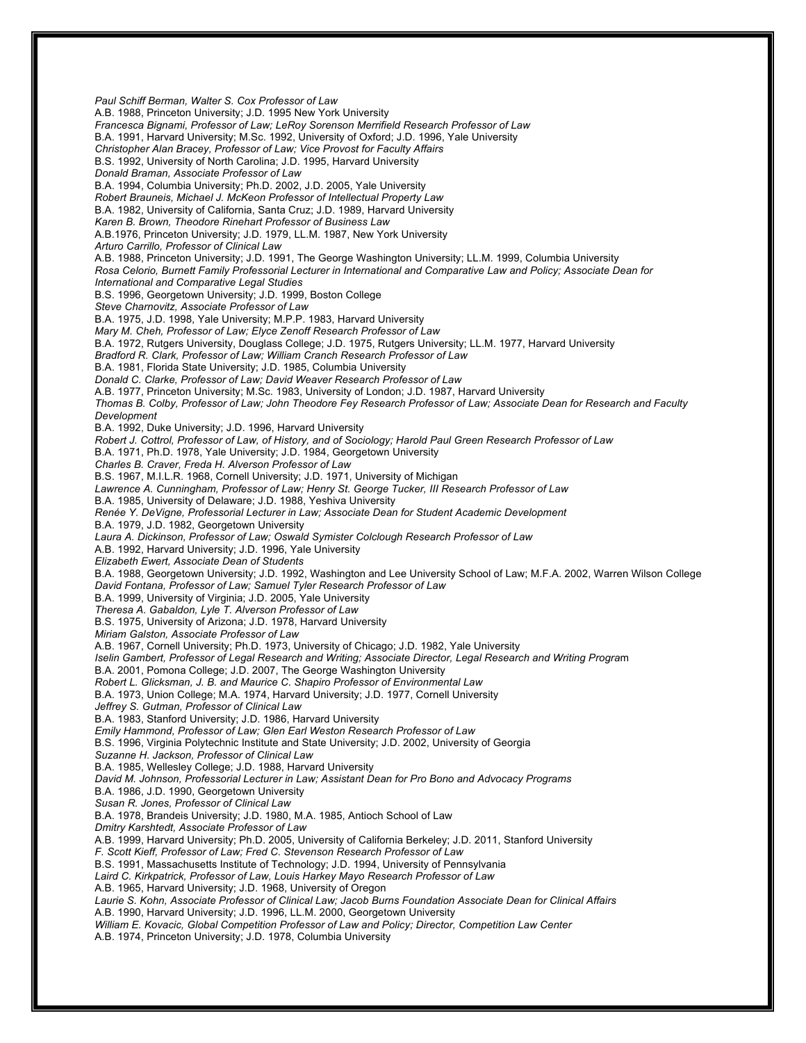*Paul Schiff Berman, Walter S. Cox Professor of Law*
A.B. 1988, Princeton University; J.D. 1995 New York University
*Francesca Bignami, Professor of Law; LeRoy Sorenson Merrifield Research Professor of Law*
B.A. 1991, Harvard University; M.Sc. 1992, University of Oxford; J.D. 1996, Yale University
*Christopher Alan Bracey, Professor of Law; Vice Provost for Faculty Affairs*
B.S. 1992, University of North Carolina; J.D. 1995, Harvard University
*Donald Braman, Associate Professor of Law*
B.A. 1994, Columbia University; Ph.D. 2002, J.D. 2005, Yale University
*Robert Brauneis, Michael J. McKeon Professor of Intellectual Property Law*
B.A. 1982, University of California, Santa Cruz; J.D. 1989, Harvard University
*Karen B. Brown, Theodore Rinehart Professor of Business Law*
A.B.1976, Princeton University; J.D. 1979, LL.M. 1987, New York University
*Arturo Carrillo, Professor of Clinical Law*
A.B. 1988, Princeton University; J.D. 1991, The George Washington University; LL.M. 1999, Columbia University
*Rosa Celorio, Burnett Family Professorial Lecturer in International and Comparative Law and Policy; Associate Dean for International and Comparative Legal Studies*
B.S. 1996, Georgetown University; J.D. 1999, Boston College
*Steve Charnovitz, Associate Professor of Law*
B.A. 1975, J.D. 1998, Yale University; M.P.P. 1983, Harvard University
*Mary M. Cheh, Professor of Law; Elyce Zenoff Research Professor of Law*
B.A. 1972, Rutgers University, Douglass College; J.D. 1975, Rutgers University; LL.M. 1977, Harvard University
*Bradford R. Clark, Professor of Law; William Cranch Research Professor of Law*
B.A. 1981, Florida State University; J.D. 1985, Columbia University
*Donald C. Clarke, Professor of Law; David Weaver Research Professor of Law*
A.B. 1977, Princeton University; M.Sc. 1983, University of London; J.D. 1987, Harvard University
*Thomas B. Colby, Professor of Law; John Theodore Fey Research Professor of Law; Associate Dean for Research and Faculty Development*
B.A. 1992, Duke University; J.D. 1996, Harvard University
*Robert J. Cottrol, Professor of Law, of History, and of Sociology; Harold Paul Green Research Professor of Law*
B.A. 1971, Ph.D. 1978, Yale University; J.D. 1984, Georgetown University
*Charles B. Craver, Freda H. Alverson Professor of Law*
B.S. 1967, M.I.L.R. 1968, Cornell University; J.D. 1971, University of Michigan
*Lawrence A. Cunningham, Professor of Law; Henry St. George Tucker, III Research Professor of Law*
B.A. 1985, University of Delaware; J.D. 1988, Yeshiva University
*Renée Y. DeVigne, Professorial Lecturer in Law; Associate Dean for Student Academic Development*
B.A. 1979, J.D. 1982, Georgetown University
*Laura A. Dickinson, Professor of Law; Oswald Symister Colclough Research Professor of Law*
A.B. 1992, Harvard University; J.D. 1996, Yale University
*Elizabeth Ewert, Associate Dean of Students*
B.A. 1988, Georgetown University; J.D. 1992, Washington and Lee University School of Law; M.F.A. 2002, Warren Wilson College
*David Fontana, Professor of Law; Samuel Tyler Research Professor of Law*
B.A. 1999, University of Virginia; J.D. 2005, Yale University
*Theresa A. Gabaldon, Lyle T. Alverson Professor of Law*
B.S. 1975, University of Arizona; J.D. 1978, Harvard University
*Miriam Galston, Associate Professor of Law*
A.B. 1967, Cornell University; Ph.D. 1973, University of Chicago; J.D. 1982, Yale University
*Iselin Gambert, Professor of Legal Research and Writing; Associate Director, Legal Research and Writing Program*
B.A. 2001, Pomona College; J.D. 2007, The George Washington University
*Robert L. Glicksman, J. B. and Maurice C. Shapiro Professor of Environmental Law*
B.A. 1973, Union College; M.A. 1974, Harvard University; J.D. 1977, Cornell University
*Jeffrey S. Gutman, Professor of Clinical Law*
B.A. 1983, Stanford University; J.D. 1986, Harvard University
*Emily Hammond, Professor of Law; Glen Earl Weston Research Professor of Law*
B.S. 1996, Virginia Polytechnic Institute and State University; J.D. 2002, University of Georgia
*Suzanne H. Jackson, Professor of Clinical Law*
B.A. 1985, Wellesley College; J.D. 1988, Harvard University
*David M. Johnson, Professorial Lecturer in Law; Assistant Dean for Pro Bono and Advocacy Programs*
B.A. 1986, J.D. 1990, Georgetown University
*Susan R. Jones, Professor of Clinical Law*
B.A. 1978, Brandeis University; J.D. 1980, M.A. 1985, Antioch School of Law
*Dmitry Karshtedt, Associate Professor of Law*
A.B. 1999, Harvard University; Ph.D. 2005, University of California Berkeley; J.D. 2011, Stanford University
*F. Scott Kieff, Professor of Law; Fred C. Stevenson Research Professor of Law*
B.S. 1991, Massachusetts Institute of Technology; J.D. 1994, University of Pennsylvania
*Laird C. Kirkpatrick, Professor of Law, Louis Harkey Mayo Research Professor of Law*
A.B. 1965, Harvard University; J.D. 1968, University of Oregon
*Laurie S. Kohn, Associate Professor of Clinical Law; Jacob Burns Foundation Associate Dean for Clinical Affairs*
A.B. 1990, Harvard University; J.D. 1996, LL.M. 2000, Georgetown University
*William E. Kovacic, Global Competition Professor of Law and Policy; Director, Competition Law Center*
A.B. 1974, Princeton University; J.D. 1978, Columbia University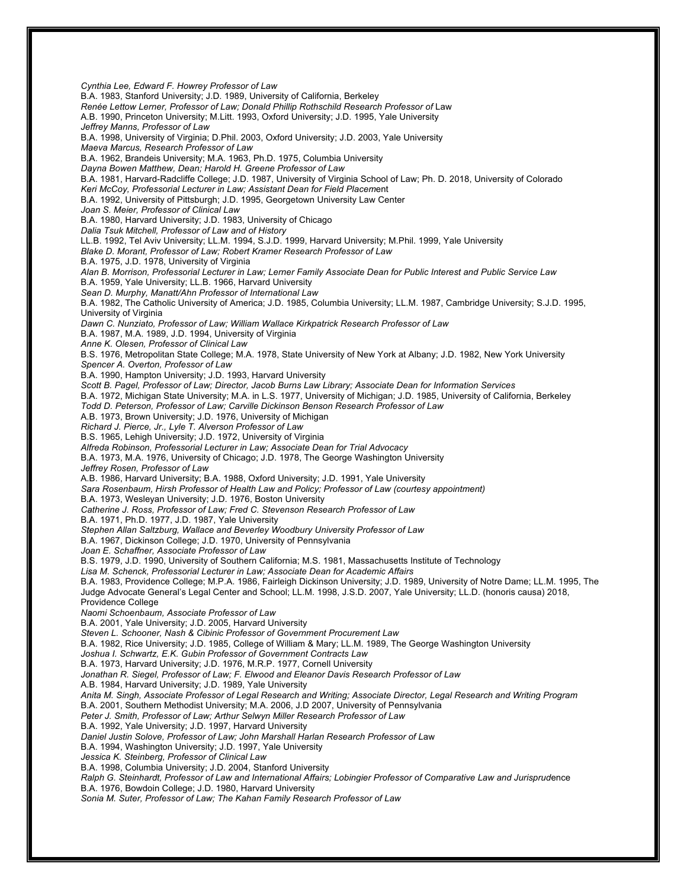*Cynthia Lee, Edward F. Howrey Professor of Law*
B.A. 1983, Stanford University; J.D. 1989, University of California, Berkeley
*Renée Lettow Lerner, Professor of Law; Donald Phillip Rothschild Research Professor of* Law
A.B. 1990, Princeton University; M.Litt. 1993, Oxford University; J.D. 1995, Yale University
*Jeffrey Manns, Professor of Law*
B.A. 1998, University of Virginia; D.Phil. 2003, Oxford University; J.D. 2003, Yale University
*Maeva Marcus, Research Professor of Law*
B.A. 1962, Brandeis University; M.A. 1963, Ph.D. 1975, Columbia University
*Dayna Bowen Matthew, Dean; Harold H. Greene Professor of Law*
B.A. 1981, Harvard-Radcliffe College; J.D. 1987, University of Virginia School of Law; Ph. D. 2018, University of Colorado
*Keri McCoy, Professorial Lecturer in Law; Assistant Dean for Field Placem*ent
B.A. 1992, University of Pittsburgh; J.D. 1995, Georgetown University Law Center
*Joan S. Meier, Professor of Clinical Law*
B.A. 1980, Harvard University; J.D. 1983, University of Chicago
*Dalia Tsuk Mitchell, Professor of Law and of History*
LL.B. 1992, Tel Aviv University; LL.M. 1994, S.J.D. 1999, Harvard University; M.Phil. 1999, Yale University
*Blake D. Morant, Professor of Law; Robert Kramer Research Professor of Law*
B.A. 1975, J.D. 1978, University of Virginia
*Alan B. Morrison, Professorial Lecturer in Law; Lerner Family Associate Dean for Public Interest and Public Service Law*
B.A. 1959, Yale University; LL.B. 1966, Harvard University
*Sean D. Murphy, Manatt/Ahn Professor of International Law*
B.A. 1982, The Catholic University of America; J.D. 1985, Columbia University; LL.M. 1987, Cambridge University; S.J.D. 1995, University of Virginia
*Dawn C. Nunziato, Professor of Law; William Wallace Kirkpatrick Research Professor of Law*
B.A. 1987, M.A. 1989, J.D. 1994, University of Virginia
*Anne K. Olesen, Professor of Clinical Law*
B.S. 1976, Metropolitan State College; M.A. 1978, State University of New York at Albany; J.D. 1982, New York University
*Spencer A. Overton, Professor of Law*
B.A. 1990, Hampton University; J.D. 1993, Harvard University
*Scott B. Pagel, Professor of Law; Director, Jacob Burns Law Library; Associate Dean for Information Services*
B.A. 1972, Michigan State University; M.A. in L.S. 1977, University of Michigan; J.D. 1985, University of California, Berkeley
*Todd D. Peterson, Professor of Law; Carville Dickinson Benson Research Professor of Law*
A.B. 1973, Brown University; J.D. 1976, University of Michigan
*Richard J. Pierce, Jr., Lyle T. Alverson Professor of Law*
B.S. 1965, Lehigh University; J.D. 1972, University of Virginia
*Alfreda Robinson, Professorial Lecturer in Law; Associate Dean for Trial Advocacy*
B.A. 1973, M.A. 1976, University of Chicago; J.D. 1978, The George Washington University
*Jeffrey Rosen, Professor of Law*
A.B. 1986, Harvard University; B.A. 1988, Oxford University; J.D. 1991, Yale University
*Sara Rosenbaum, Hirsh Professor of Health Law and Policy; Professor of Law (courtesy appointment)*
B.A. 1973, Wesleyan University; J.D. 1976, Boston University
*Catherine J. Ross, Professor of Law; Fred C. Stevenson Research Professor of Law*
B.A. 1971, Ph.D. 1977, J.D. 1987, Yale University
*Stephen Allan Saltzburg, Wallace and Beverley Woodbury University Professor of Law*
B.A. 1967, Dickinson College; J.D. 1970, University of Pennsylvania
*Joan E. Schaffner, Associate Professor of Law*
B.S. 1979, J.D. 1990, University of Southern California; M.S. 1981, Massachusetts Institute of Technology
*Lisa M. Schenck, Professorial Lecturer in Law; Associate Dean for Academic Affairs*
B.A. 1983, Providence College; M.P.A. 1986, Fairleigh Dickinson University; J.D. 1989, University of Notre Dame; LL.M. 1995, The Judge Advocate General's Legal Center and School; LL.M. 1998, J.S.D. 2007, Yale University; LL.D. (honoris causa) 2018, Providence College
*Naomi Schoenbaum, Associate Professor of Law*
B.A. 2001, Yale University; J.D. 2005, Harvard University
*Steven L. Schooner, Nash & Cibinic Professor of Government Procurement Law*
B.A. 1982, Rice University; J.D. 1985, College of William & Mary; LL.M. 1989, The George Washington University
*Joshua I. Schwartz, E.K. Gubin Professor of Government Contracts Law*
B.A. 1973, Harvard University; J.D. 1976, M.R.P. 1977, Cornell University
*Jonathan R. Siegel, Professor of Law; F. Elwood and Eleanor Davis Research Professor of Law*
A.B. 1984, Harvard University; J.D. 1989, Yale University
*Anita M. Singh, Associate Professor of Legal Research and Writing; Associate Director, Legal Research and Writing Program*
B.A. 2001, Southern Methodist University; M.A. 2006, J.D 2007, University of Pennsylvania
*Peter J. Smith, Professor of Law; Arthur Selwyn Miller Research Professor of Law*
B.A. 1992, Yale University; J.D. 1997, Harvard University
*Daniel Justin Solove, Professor of Law; John Marshall Harlan Research Professor of L*aw
B.A. 1994, Washington University; J.D. 1997, Yale University
*Jessica K. Steinberg, Professor of Clinical Law*
B.A. 1998, Columbia University; J.D. 2004, Stanford University
*Ralph G. Steinhardt, Professor of Law and International Affairs; Lobingier Professor of Comparative Law and Jurisprud*ence
B.A. 1976, Bowdoin College; J.D. 1980, Harvard University
*Sonia M. Suter, Professor of Law; The Kahan Family Research Professor of Law*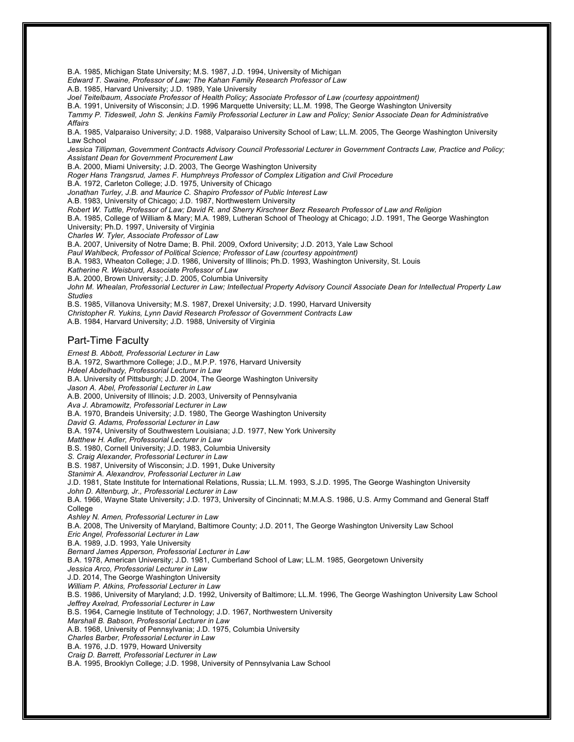B.A. 1985, Michigan State University; M.S. 1987, J.D. 1994, University of Michigan

*Edward T. Swaine, Professor of Law; The Kahan Family Research Professor of Law*

A.B. 1985, Harvard University; J.D. 1989, Yale University

*Joel Teitelbaum, Associate Professor of Health Policy; Associate Professor of Law (courtesy appointment)*

B.A. 1991, University of Wisconsin; J.D. 1996 Marquette University; LL.M. 1998, The George Washington University

*Tammy P. Tideswell, John S. Jenkins Family Professorial Lecturer in Law and Policy; Senior Associate Dean for Administrative Affairs*

B.A. 1985, Valparaiso University; J.D. 1988, Valparaiso University School of Law; LL.M. 2005, The George Washington University Law School

*Jessica Tillipman, Government Contracts Advisory Council Professorial Lecturer in Government Contracts Law, Practice and Policy; Assistant Dean for Government Procurement Law*

B.A. 2000, Miami University; J.D. 2003, The George Washington University

*Roger Hans Trangsrud, James F. Humphreys Professor of Complex Litigation and Civil Procedure*

B.A. 1972, Carleton College; J.D. 1975, University of Chicago

*Jonathan Turley, J.B. and Maurice C. Shapiro Professor of Public Interest Law*

A.B. 1983, University of Chicago; J.D. 1987, Northwestern University

*Robert W. Tuttle, Professor of Law; David R. and Sherry Kirschner Berz Research Professor of Law and Religion*

B.A. 1985, College of William & Mary; M.A. 1989, Lutheran School of Theology at Chicago; J.D. 1991, The George Washington University; Ph.D. 1997, University of Virginia

*Charles W. Tyler, Associate Professor of Law*

B.A. 2007, University of Notre Dame; B. Phil. 2009, Oxford University; J.D. 2013, Yale Law School

*Paul Wahlbeck, Professor of Political Science; Professor of Law (courtesy appointment)*

B.A. 1983, Wheaton College; J.D. 1986, University of Illinois; Ph.D. 1993, Washington University, St. Louis

*Katherine R. Weisburd, Associate Professor of Law*

B.A. 2000, Brown University; J.D. 2005, Columbia University

*John M. Whealan, Professorial Lecturer in Law; Intellectual Property Advisory Council Associate Dean for Intellectual Property Law Studies*

B.S. 1985, Villanova University; M.S. 1987, Drexel University; J.D. 1990, Harvard University

*Christopher R. Yukins, Lynn David Research Professor of Government Contracts Law*

A.B. 1984, Harvard University; J.D. 1988, University of Virginia

## Part-Time Faculty

*Ernest B. Abbott, Professorial Lecturer in Law*

B.A. 1972, Swarthmore College; J.D., M.P.P. 1976, Harvard University

*Hdeel Abdelhady, Professorial Lecturer in Law*

B.A. University of Pittsburgh; J.D. 2004, The George Washington University

*Jason A. Abel, Professorial Lecturer in Law*

A.B. 2000, University of Illinois; J.D. 2003, University of Pennsylvania

*Ava J. Abramowitz, Professorial Lecturer in Law*

B.A. 1970, Brandeis University; J.D. 1980, The George Washington University

*David G. Adams, Professorial Lecturer in Law*

B.A. 1974, University of Southwestern Louisiana; J.D. 1977, New York University

*Matthew H. Adler, Professorial Lecturer in Law*

B.S. 1980, Cornell University; J.D. 1983, Columbia University

*S. Craig Alexander, Professorial Lecturer in Law*

B.S. 1987, University of Wisconsin; J.D. 1991, Duke University

*Stanimir A. Alexandrov, Professorial Lecturer in Law*

J.D. 1981, State Institute for International Relations, Russia; LL.M. 1993, S.J.D. 1995, The George Washington University

*John D. Altenburg, Jr., Professorial Lecturer in Law*

B.A. 1966, Wayne State University; J.D. 1973, University of Cincinnati; M.M.A.S. 1986, U.S. Army Command and General Staff College

*Ashley N. Amen, Professorial Lecturer in Law*

B.A. 2008, The University of Maryland, Baltimore County; J.D. 2011, The George Washington University Law School

*Eric Angel, Professorial Lecturer in Law*

B.A. 1989, J.D. 1993, Yale University

*Bernard James Apperson, Professorial Lecturer in Law*

B.A. 1978, American University; J.D. 1981, Cumberland School of Law; LL.M. 1985, Georgetown University

*Jessica Arco, Professorial Lecturer in Law*

J.D. 2014, The George Washington University

*William P. Atkins, Professorial Lecturer in Law*

B.S. 1986, University of Maryland; J.D. 1992, University of Baltimore; LL.M. 1996, The George Washington University Law School

*Jeffrey Axelrad, Professorial Lecturer in Law*

B.S. 1964, Carnegie Institute of Technology; J.D. 1967, Northwestern University

*Marshall B. Babson, Professorial Lecturer in Law*

A.B. 1968, University of Pennsylvania; J.D. 1975, Columbia University

*Charles Barber, Professorial Lecturer in Law*

B.A. 1976, J.D. 1979, Howard University

*Craig D. Barrett, Professorial Lecturer in Law*

B.A. 1995, Brooklyn College; J.D. 1998, University of Pennsylvania Law School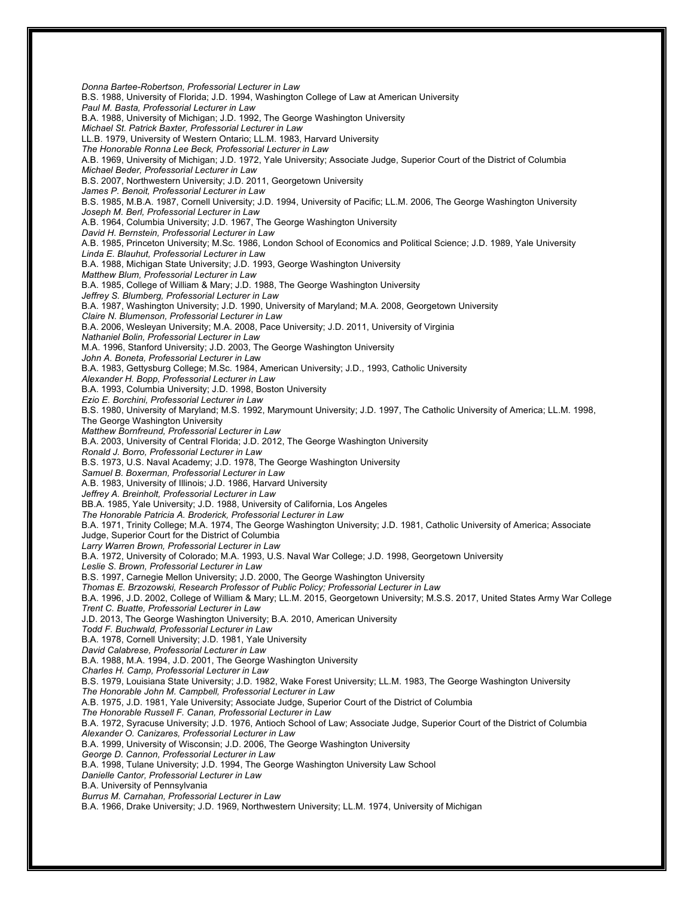*Donna Bartee-Robertson, Professorial Lecturer in Law*
B.S. 1988, University of Florida; J.D. 1994, Washington College of Law at American University
*Paul M. Basta, Professorial Lecturer in Law*
B.A. 1988, University of Michigan; J.D. 1992, The George Washington University
*Michael St. Patrick Baxter, Professorial Lecturer in Law*
LL.B. 1979, University of Western Ontario; LL.M. 1983, Harvard University
*The Honorable Ronna Lee Beck, Professorial Lecturer in Law*
A.B. 1969, University of Michigan; J.D. 1972, Yale University; Associate Judge, Superior Court of the District of Columbia
*Michael Beder, Professorial Lecturer in Law*
B.S. 2007, Northwestern University; J.D. 2011, Georgetown University
*James P. Benoit, Professorial Lecturer in Law*
B.S. 1985, M.B.A. 1987, Cornell University; J.D. 1994, University of Pacific; LL.M. 2006, The George Washington University
*Joseph M. Berl, Professorial Lecturer in Law*
A.B. 1964, Columbia University; J.D. 1967, The George Washington University
*David H. Bernstein, Professorial Lecturer in Law*
A.B. 1985, Princeton University; M.Sc. 1986, London School of Economics and Political Science; J.D. 1989, Yale University
*Linda E. Blauhut, Professorial Lecturer in Law*
B.A. 1988, Michigan State University; J.D. 1993, George Washington University
*Matthew Blum, Professorial Lecturer in Law*
B.A. 1985, College of William & Mary; J.D. 1988, The George Washington University
*Jeffrey S. Blumberg, Professorial Lecturer in Law*
B.A. 1987, Washington University; J.D. 1990, University of Maryland; M.A. 2008, Georgetown University
*Claire N. Blumenson, Professorial Lecturer in Law*
B.A. 2006, Wesleyan University; M.A. 2008, Pace University; J.D. 2011, University of Virginia
*Nathaniel Bolin, Professorial Lecturer in Law*
M.A. 1996, Stanford University; J.D. 2003, The George Washington University
*John A. Boneta, Professorial Lecturer in Law*
B.A. 1983, Gettysburg College; M.Sc. 1984, American University; J.D., 1993, Catholic University
*Alexander H. Bopp, Professorial Lecturer in Law*
B.A. 1993, Columbia University; J.D. 1998, Boston University
*Ezio E. Borchini, Professorial Lecturer in Law*
B.S. 1980, University of Maryland; M.S. 1992, Marymount University; J.D. 1997, The Catholic University of America; LL.M. 1998, The George Washington University
*Matthew Bornfreund, Professorial Lecturer in Law*
B.A. 2003, University of Central Florida; J.D. 2012, The George Washington University
*Ronald J. Borro, Professorial Lecturer in Law*
B.S. 1973, U.S. Naval Academy; J.D. 1978, The George Washington University
*Samuel B. Boxerman, Professorial Lecturer in Law*
A.B. 1983, University of Illinois; J.D. 1986, Harvard University
*Jeffrey A. Breinholt, Professorial Lecturer in Law*
BB.A. 1985, Yale University; J.D. 1988, University of California, Los Angeles
*The Honorable Patricia A. Broderick, Professorial Lecturer in Law*
B.A. 1971, Trinity College; M.A. 1974, The George Washington University; J.D. 1981, Catholic University of America; Associate Judge, Superior Court for the District of Columbia
*Larry Warren Brown, Professorial Lecturer in Law*
B.A. 1972, University of Colorado; M.A. 1993, U.S. Naval War College; J.D. 1998, Georgetown University
*Leslie S. Brown, Professorial Lecturer in Law*
B.S. 1997, Carnegie Mellon University; J.D. 2000, The George Washington University
*Thomas E. Brzozowski, Research Professor of Public Policy; Professorial Lecturer in Law*
B.A. 1996, J.D. 2002, College of William & Mary; LL.M. 2015, Georgetown University; M.S.S. 2017, United States Army War College
*Trent C. Buatte, Professorial Lecturer in Law*
J.D. 2013, The George Washington University; B.A. 2010, American University
*Todd F. Buchwald, Professorial Lecturer in Law*
B.A. 1978, Cornell University; J.D. 1981, Yale University
*David Calabrese, Professorial Lecturer in Law*
B.A. 1988, M.A. 1994, J.D. 2001, The George Washington University
*Charles H. Camp, Professorial Lecturer in Law*
B.S. 1979, Louisiana State University; J.D. 1982, Wake Forest University; LL.M. 1983, The George Washington University
*The Honorable John M. Campbell, Professorial Lecturer in Law*
A.B. 1975, J.D. 1981, Yale University; Associate Judge, Superior Court of the District of Columbia
*The Honorable Russell F. Canan, Professorial Lecturer in Law*
B.A. 1972, Syracuse University; J.D. 1976, Antioch School of Law; Associate Judge, Superior Court of the District of Columbia
*Alexander O. Canizares, Professorial Lecturer in Law*
B.A. 1999, University of Wisconsin; J.D. 2006, The George Washington University
*George D. Cannon, Professorial Lecturer in Law*
B.A. 1998, Tulane University; J.D. 1994, The George Washington University Law School
*Danielle Cantor, Professorial Lecturer in Law*
B.A. University of Pennsylvania
*Burrus M. Carnahan, Professorial Lecturer in Law*
B.A. 1966, Drake University; J.D. 1969, Northwestern University; LL.M. 1974, University of Michigan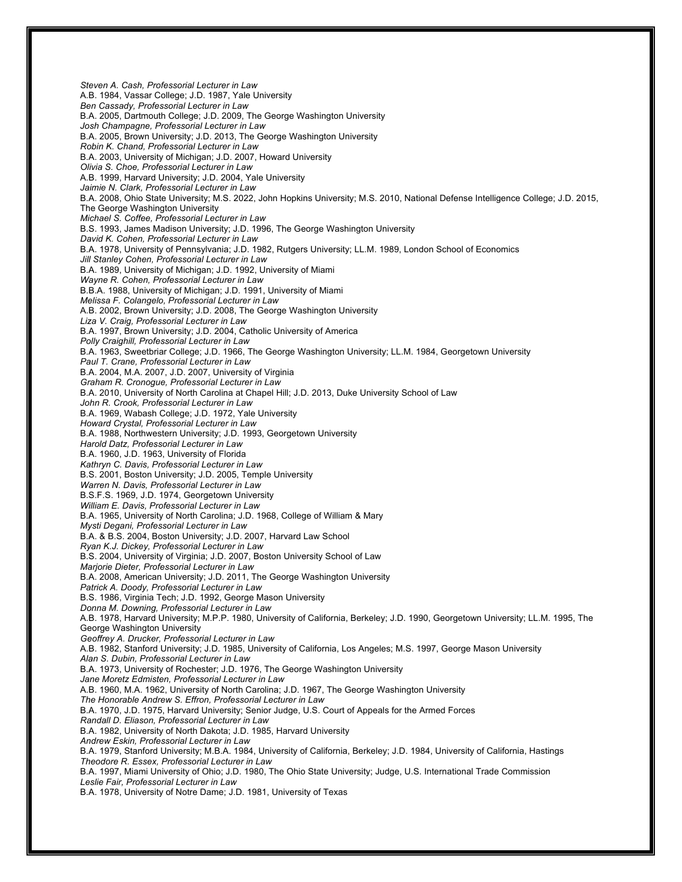*Steven A. Cash, Professorial Lecturer in Law*
A.B. 1984, Vassar College; J.D. 1987, Yale University
*Ben Cassady, Professorial Lecturer in Law*
B.A. 2005, Dartmouth College; J.D. 2009, The George Washington University
*Josh Champagne, Professorial Lecturer in Law*
B.A. 2005, Brown University; J.D. 2013, The George Washington University
*Robin K. Chand, Professorial Lecturer in Law*
B.A. 2003, University of Michigan; J.D. 2007, Howard University
*Olivia S. Choe, Professorial Lecturer in Law*
A.B. 1999, Harvard University; J.D. 2004, Yale University
*Jaimie N. Clark, Professorial Lecturer in Law*
B.A. 2008, Ohio State University; M.S. 2022, John Hopkins University; M.S. 2010, National Defense Intelligence College; J.D. 2015, The George Washington University
*Michael S. Coffee, Professorial Lecturer in Law*
B.S. 1993, James Madison University; J.D. 1996, The George Washington University
*David K. Cohen, Professorial Lecturer in Law*
B.A. 1978, University of Pennsylvania; J.D. 1982, Rutgers University; LL.M. 1989, London School of Economics
*Jill Stanley Cohen, Professorial Lecturer in Law*
B.A. 1989, University of Michigan; J.D. 1992, University of Miami
*Wayne R. Cohen, Professorial Lecturer in Law*
B.B.A. 1988, University of Michigan; J.D. 1991, University of Miami
*Melissa F. Colangelo, Professorial Lecturer in Law*
A.B. 2002, Brown University; J.D. 2008, The George Washington University
*Liza V. Craig, Professorial Lecturer in Law*
B.A. 1997, Brown University; J.D. 2004, Catholic University of America
*Polly Craighill, Professorial Lecturer in Law*
B.A. 1963, Sweetbriar College; J.D. 1966, The George Washington University; LL.M. 1984, Georgetown University
*Paul T. Crane, Professorial Lecturer in Law*
B.A. 2004, M.A. 2007, J.D. 2007, University of Virginia
*Graham R. Cronogue, Professorial Lecturer in Law*
B.A. 2010, University of North Carolina at Chapel Hill; J.D. 2013, Duke University School of Law
*John R. Crook, Professorial Lecturer in Law*
B.A. 1969, Wabash College; J.D. 1972, Yale University
*Howard Crystal, Professorial Lecturer in Law*
B.A. 1988, Northwestern University; J.D. 1993, Georgetown University
*Harold Datz, Professorial Lecturer in Law*
B.A. 1960, J.D. 1963, University of Florida
*Kathryn C. Davis, Professorial Lecturer in Law*
B.S. 2001, Boston University; J.D. 2005, Temple University
*Warren N. Davis, Professorial Lecturer in Law*
B.S.F.S. 1969, J.D. 1974, Georgetown University
*William E. Davis, Professorial Lecturer in Law*
B.A. 1965, University of North Carolina; J.D. 1968, College of William & Mary
*Mysti Degani, Professorial Lecturer in Law*
B.A. & B.S. 2004, Boston University; J.D. 2007, Harvard Law School
*Ryan K.J. Dickey, Professorial Lecturer in Law*
B.S. 2004, University of Virginia; J.D. 2007, Boston University School of Law
*Marjorie Dieter, Professorial Lecturer in Law*
B.A. 2008, American University; J.D. 2011, The George Washington University
*Patrick A. Doody, Professorial Lecturer in Law*
B.S. 1986, Virginia Tech; J.D. 1992, George Mason University
*Donna M. Downing, Professorial Lecturer in Law*
A.B. 1978, Harvard University; M.P.P. 1980, University of California, Berkeley; J.D. 1990, Georgetown University; LL.M. 1995, The George Washington University
*Geoffrey A. Drucker, Professorial Lecturer in Law*
A.B. 1982, Stanford University; J.D. 1985, University of California, Los Angeles; M.S. 1997, George Mason University
*Alan S. Dubin, Professorial Lecturer in Law*
B.A. 1973, University of Rochester; J.D. 1976, The George Washington University
*Jane Moretz Edmisten, Professorial Lecturer in Law*
A.B. 1960, M.A. 1962, University of North Carolina; J.D. 1967, The George Washington University
*The Honorable Andrew S. Effron, Professorial Lecturer in Law*
B.A. 1970, J.D. 1975, Harvard University; Senior Judge, U.S. Court of Appeals for the Armed Forces
*Randall D. Eliason, Professorial Lecturer in Law*
B.A. 1982, University of North Dakota; J.D. 1985, Harvard University
*Andrew Eskin, Professorial Lecturer in Law*
B.A. 1979, Stanford University; M.B.A. 1984, University of California, Berkeley; J.D. 1984, University of California, Hastings
*Theodore R. Essex, Professorial Lecturer in Law*
B.A. 1997, Miami University of Ohio; J.D. 1980, The Ohio State University; Judge, U.S. International Trade Commission
*Leslie Fair, Professorial Lecturer in Law*
B.A. 1978, University of Notre Dame; J.D. 1981, University of Texas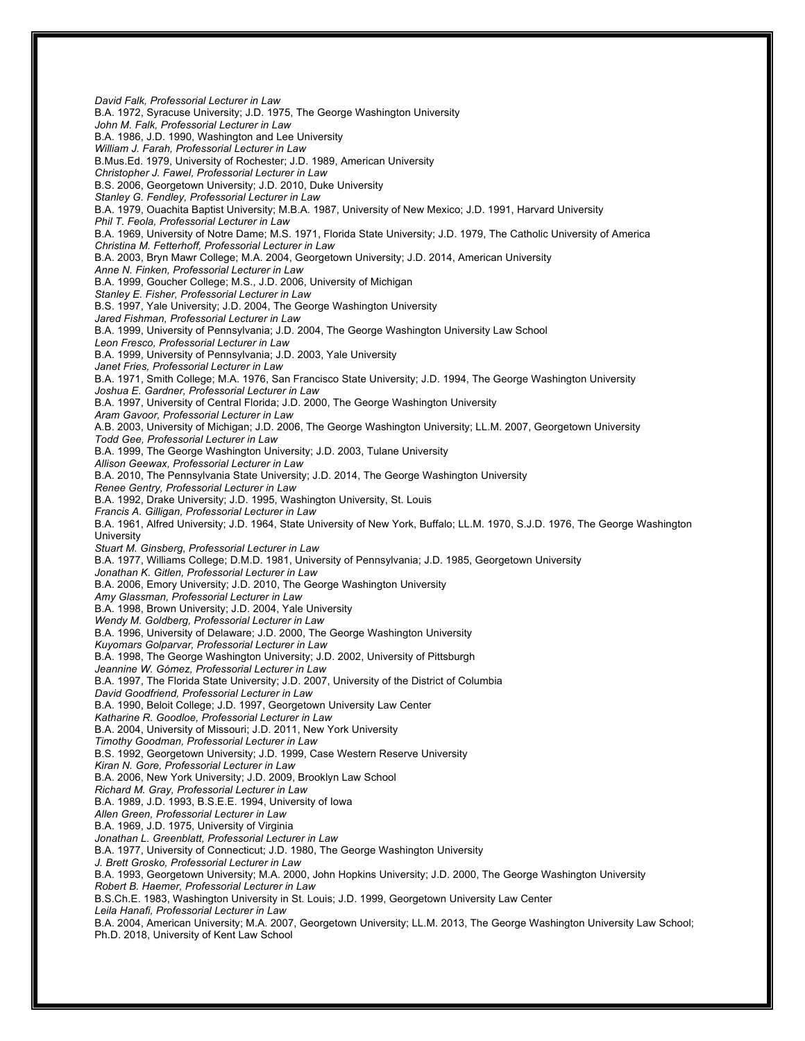*David Falk, Professorial Lecturer in Law*
B.A. 1972, Syracuse University; J.D. 1975, The George Washington University
*John M. Falk, Professorial Lecturer in Law*
B.A. 1986, J.D. 1990, Washington and Lee University
*William J. Farah, Professorial Lecturer in Law*
B.Mus.Ed. 1979, University of Rochester; J.D. 1989, American University
*Christopher J. Fawel, Professorial Lecturer in Law*
B.S. 2006, Georgetown University; J.D. 2010, Duke University
*Stanley G. Fendley, Professorial Lecturer in Law*
B.A. 1979, Ouachita Baptist University; M.B.A. 1987, University of New Mexico; J.D. 1991, Harvard University
*Phil T. Feola, Professorial Lecturer in Law*
B.A. 1969, University of Notre Dame; M.S. 1971, Florida State University; J.D. 1979, The Catholic University of America
*Christina M. Fetterhoff, Professorial Lecturer in Law*
B.A. 2003, Bryn Mawr College; M.A. 2004, Georgetown University; J.D. 2014, American University
*Anne N. Finken, Professorial Lecturer in Law*
B.A. 1999, Goucher College; M.S., J.D. 2006, University of Michigan
*Stanley E. Fisher, Professorial Lecturer in Law*
B.S. 1997, Yale University; J.D. 2004, The George Washington University
*Jared Fishman, Professorial Lecturer in Law*
B.A. 1999, University of Pennsylvania; J.D. 2004, The George Washington University Law School
*Leon Fresco, Professorial Lecturer in Law*
B.A. 1999, University of Pennsylvania; J.D. 2003, Yale University
*Janet Fries, Professorial Lecturer in Law*
B.A. 1971, Smith College; M.A. 1976, San Francisco State University; J.D. 1994, The George Washington University
*Joshua E. Gardner, Professorial Lecturer in Law*
B.A. 1997, University of Central Florida; J.D. 2000, The George Washington University
*Aram Gavoor, Professorial Lecturer in Law*
A.B. 2003, University of Michigan; J.D. 2006, The George Washington University; LL.M. 2007, Georgetown University
*Todd Gee, Professorial Lecturer in Law*
B.A. 1999, The George Washington University; J.D. 2003, Tulane University
*Allison Geewax, Professorial Lecturer in Law*
B.A. 2010, The Pennsylvania State University; J.D. 2014, The George Washington University
*Renee Gentry, Professorial Lecturer in Law*
B.A. 1992, Drake University; J.D. 1995, Washington University, St. Louis
*Francis A. Gilligan, Professorial Lecturer in Law*
B.A. 1961, Alfred University; J.D. 1964, State University of New York, Buffalo; LL.M. 1970, S.J.D. 1976, The George Washington University
*Stuart M. Ginsberg, Professorial Lecturer in Law*
B.A. 1977, Williams College; D.M.D. 1981, University of Pennsylvania; J.D. 1985, Georgetown University
*Jonathan K. Gitlen, Professorial Lecturer in Law*
B.A. 2006, Emory University; J.D. 2010, The George Washington University
*Amy Glassman, Professorial Lecturer in Law*
B.A. 1998, Brown University; J.D. 2004, Yale University
*Wendy M. Goldberg, Professorial Lecturer in Law*
B.A. 1996, University of Delaware; J.D. 2000, The George Washington University
*Kuyomars Golparvar, Professorial Lecturer in Law*
B.A. 1998, The George Washington University; J.D. 2002, University of Pittsburgh
*Jeannine W. Gómez, Professorial Lecturer in Law*
B.A. 1997, The Florida State University; J.D. 2007, University of the District of Columbia
*David Goodfriend, Professorial Lecturer in Law*
B.A. 1990, Beloit College; J.D. 1997, Georgetown University Law Center
*Katharine R. Goodloe, Professorial Lecturer in Law*
B.A. 2004, University of Missouri; J.D. 2011, New York University
*Timothy Goodman, Professorial Lecturer in Law*
B.S. 1992, Georgetown University; J.D. 1999, Case Western Reserve University
*Kiran N. Gore, Professorial Lecturer in Law*
B.A. 2006, New York University; J.D. 2009, Brooklyn Law School
*Richard M. Gray, Professorial Lecturer in Law*
B.A. 1989, J.D. 1993, B.S.E.E. 1994, University of Iowa
*Allen Green, Professorial Lecturer in Law*
B.A. 1969, J.D. 1975, University of Virginia
*Jonathan L. Greenblatt, Professorial Lecturer in Law*
B.A. 1977, University of Connecticut; J.D. 1980, The George Washington University
*J. Brett Grosko, Professorial Lecturer in Law*
B.A. 1993, Georgetown University; M.A. 2000, John Hopkins University; J.D. 2000, The George Washington University
*Robert B. Haemer, Professorial Lecturer in Law*
B.S.Ch.E. 1983, Washington University in St. Louis; J.D. 1999, Georgetown University Law Center
*Leila Hanafi, Professorial Lecturer in Law*
B.A. 2004, American University; M.A. 2007, Georgetown University; LL.M. 2013, The George Washington University Law School; Ph.D. 2018, University of Kent Law School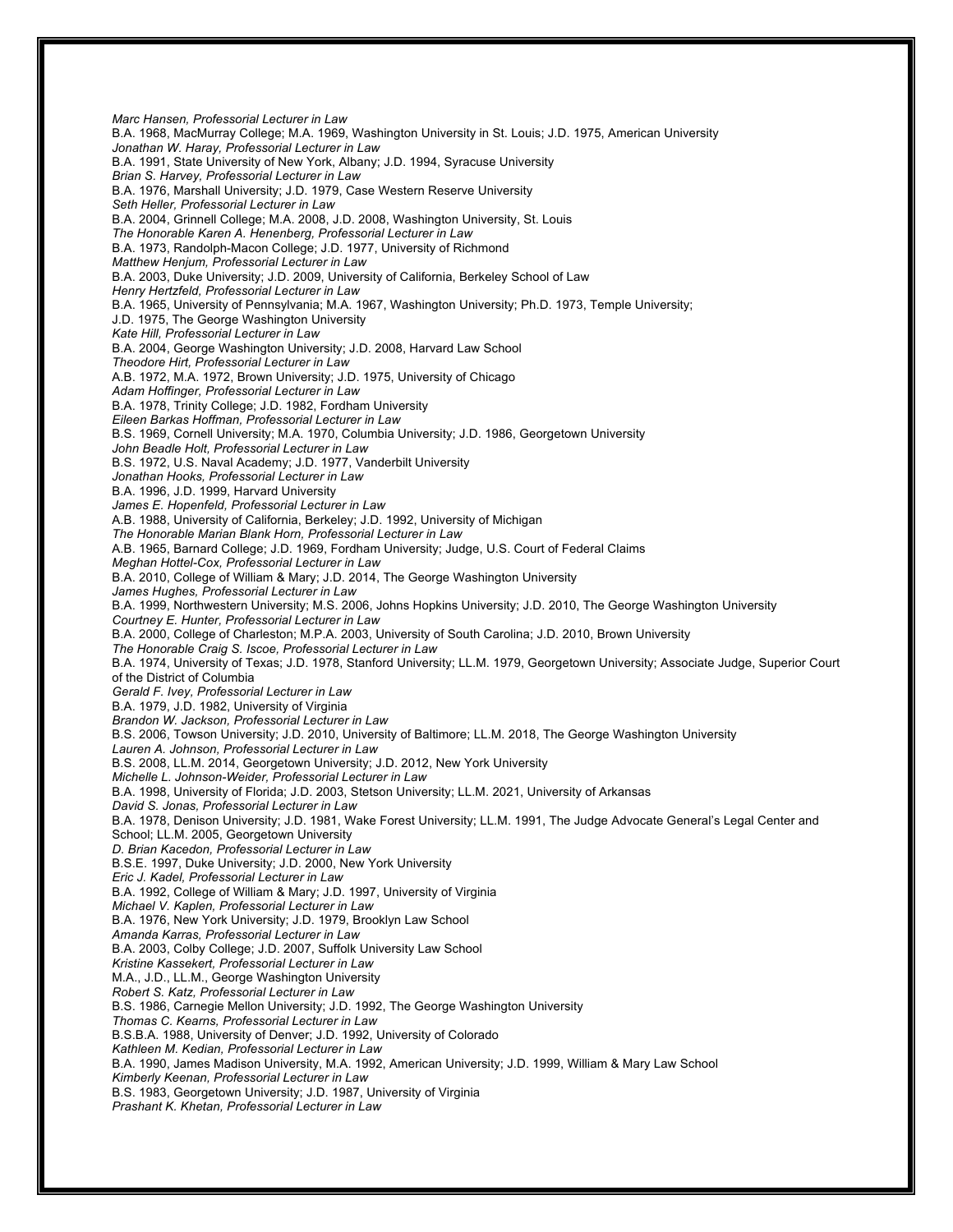*Marc Hansen, Professorial Lecturer in Law*
B.A. 1968, MacMurray College; M.A. 1969, Washington University in St. Louis; J.D. 1975, American University
*Jonathan W. Haray, Professorial Lecturer in Law*
B.A. 1991, State University of New York, Albany; J.D. 1994, Syracuse University
*Brian S. Harvey, Professorial Lecturer in Law*
B.A. 1976, Marshall University; J.D. 1979, Case Western Reserve University
*Seth Heller, Professorial Lecturer in Law*
B.A. 2004, Grinnell College; M.A. 2008, J.D. 2008, Washington University, St. Louis
*The Honorable Karen A. Henenberg, Professorial Lecturer in Law*
B.A. 1973, Randolph-Macon College; J.D. 1977, University of Richmond
*Matthew Henjum, Professorial Lecturer in Law*
B.A. 2003, Duke University; J.D. 2009, University of California, Berkeley School of Law
*Henry Hertzfeld, Professorial Lecturer in Law*
B.A. 1965, University of Pennsylvania; M.A. 1967, Washington University; Ph.D. 1973, Temple University;
J.D. 1975, The George Washington University
*Kate Hill, Professorial Lecturer in Law*
B.A. 2004, George Washington University; J.D. 2008, Harvard Law School
*Theodore Hirt, Professorial Lecturer in Law*
A.B. 1972, M.A. 1972, Brown University; J.D. 1975, University of Chicago
*Adam Hoffinger, Professorial Lecturer in Law*
B.A. 1978, Trinity College; J.D. 1982, Fordham University
*Eileen Barkas Hoffman, Professorial Lecturer in Law*
B.S. 1969, Cornell University; M.A. 1970, Columbia University; J.D. 1986, Georgetown University
*John Beadle Holt, Professorial Lecturer in Law*
B.S. 1972, U.S. Naval Academy; J.D. 1977, Vanderbilt University
*Jonathan Hooks, Professorial Lecturer in Law*
B.A. 1996, J.D. 1999, Harvard University
*James E. Hopenfeld, Professorial Lecturer in Law*
A.B. 1988, University of California, Berkeley; J.D. 1992, University of Michigan
*The Honorable Marian Blank Horn, Professorial Lecturer in Law*
A.B. 1965, Barnard College; J.D. 1969, Fordham University; Judge, U.S. Court of Federal Claims
*Meghan Hottel-Cox, Professorial Lecturer in Law*
B.A. 2010, College of William & Mary; J.D. 2014, The George Washington University
*James Hughes, Professorial Lecturer in Law*
B.A. 1999, Northwestern University; M.S. 2006, Johns Hopkins University; J.D. 2010, The George Washington University
*Courtney E. Hunter, Professorial Lecturer in Law*
B.A. 2000, College of Charleston; M.P.A. 2003, University of South Carolina; J.D. 2010, Brown University
*The Honorable Craig S. Iscoe, Professorial Lecturer in Law*
B.A. 1974, University of Texas; J.D. 1978, Stanford University; LL.M. 1979, Georgetown University; Associate Judge, Superior Court of the District of Columbia
*Gerald F. Ivey, Professorial Lecturer in Law*
B.A. 1979, J.D. 1982, University of Virginia
*Brandon W. Jackson, Professorial Lecturer in Law*
B.S. 2006, Towson University; J.D. 2010, University of Baltimore; LL.M. 2018, The George Washington University
*Lauren A. Johnson, Professorial Lecturer in Law*
B.S. 2008, LL.M. 2014, Georgetown University; J.D. 2012, New York University
*Michelle L. Johnson-Weider, Professorial Lecturer in Law*
B.A. 1998, University of Florida; J.D. 2003, Stetson University; LL.M. 2021, University of Arkansas
*David S. Jonas, Professorial Lecturer in Law*
B.A. 1978, Denison University; J.D. 1981, Wake Forest University; LL.M. 1991, The Judge Advocate General's Legal Center and School; LL.M. 2005, Georgetown University
*D. Brian Kacedon, Professorial Lecturer in Law*
B.S.E. 1997, Duke University; J.D. 2000, New York University
*Eric J. Kadel, Professorial Lecturer in Law*
B.A. 1992, College of William & Mary; J.D. 1997, University of Virginia
*Michael V. Kaplen, Professorial Lecturer in Law*
B.A. 1976, New York University; J.D. 1979, Brooklyn Law School
*Amanda Karras, Professorial Lecturer in Law*
B.A. 2003, Colby College; J.D. 2007, Suffolk University Law School
*Kristine Kassekert, Professorial Lecturer in Law*
M.A., J.D., LL.M., George Washington University
*Robert S. Katz, Professorial Lecturer in Law*
B.S. 1986, Carnegie Mellon University; J.D. 1992, The George Washington University
*Thomas C. Kearns, Professorial Lecturer in Law*
B.S.B.A. 1988, University of Denver; J.D. 1992, University of Colorado
*Kathleen M. Kedian, Professorial Lecturer in Law*
B.A. 1990, James Madison University, M.A. 1992, American University; J.D. 1999, William & Mary Law School
*Kimberly Keenan, Professorial Lecturer in Law*
B.S. 1983, Georgetown University; J.D. 1987, University of Virginia
*Prashant K. Khetan, Professorial Lecturer in Law*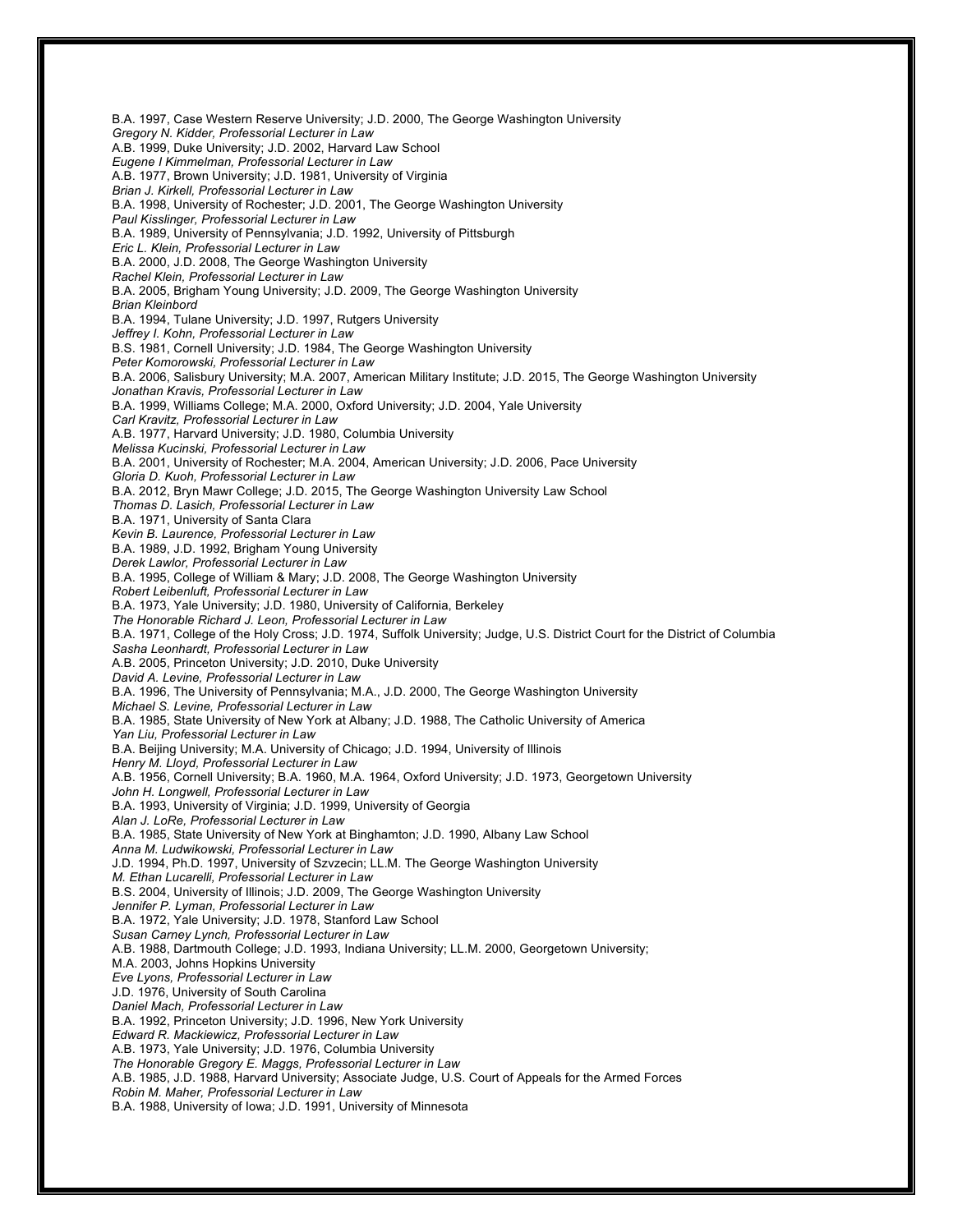B.A. 1997, Case Western Reserve University; J.D. 2000, The George Washington University
*Gregory N. Kidder, Professorial Lecturer in Law*
A.B. 1999, Duke University; J.D. 2002, Harvard Law School
*Eugene I Kimmelman, Professorial Lecturer in Law*
A.B. 1977, Brown University; J.D. 1981, University of Virginia
*Brian J. Kirkell, Professorial Lecturer in Law*
B.A. 1998, University of Rochester; J.D. 2001, The George Washington University
*Paul Kisslinger, Professorial Lecturer in Law*
B.A. 1989, University of Pennsylvania; J.D. 1992, University of Pittsburgh
*Eric L. Klein, Professorial Lecturer in Law*
B.A. 2000, J.D. 2008, The George Washington University
*Rachel Klein, Professorial Lecturer in Law*
B.A. 2005, Brigham Young University; J.D. 2009, The George Washington University
*Brian Kleinbord*
B.A. 1994, Tulane University; J.D. 1997, Rutgers University
*Jeffrey I. Kohn, Professorial Lecturer in Law*
B.S. 1981, Cornell University; J.D. 1984, The George Washington University
*Peter Komorowski, Professorial Lecturer in Law*
B.A. 2006, Salisbury University; M.A. 2007, American Military Institute; J.D. 2015, The George Washington University
*Jonathan Kravis, Professorial Lecturer in Law*
B.A. 1999, Williams College; M.A. 2000, Oxford University; J.D. 2004, Yale University
*Carl Kravitz, Professorial Lecturer in Law*
A.B. 1977, Harvard University; J.D. 1980, Columbia University
*Melissa Kucinski, Professorial Lecturer in Law*
B.A. 2001, University of Rochester; M.A. 2004, American University; J.D. 2006, Pace University
*Gloria D. Kuoh, Professorial Lecturer in Law*
B.A. 2012, Bryn Mawr College; J.D. 2015, The George Washington University Law School
*Thomas D. Lasich, Professorial Lecturer in Law*
B.A. 1971, University of Santa Clara
*Kevin B. Laurence, Professorial Lecturer in Law*
B.A. 1989, J.D. 1992, Brigham Young University
*Derek Lawlor, Professorial Lecturer in Law*
B.A. 1995, College of William & Mary; J.D. 2008, The George Washington University
*Robert Leibenluft, Professorial Lecturer in Law*
B.A. 1973, Yale University; J.D. 1980, University of California, Berkeley
*The Honorable Richard J. Leon, Professorial Lecturer in Law*
B.A. 1971, College of the Holy Cross; J.D. 1974, Suffolk University; Judge, U.S. District Court for the District of Columbia
*Sasha Leonhardt, Professorial Lecturer in Law*
A.B. 2005, Princeton University; J.D. 2010, Duke University
*David A. Levine, Professorial Lecturer in Law*
B.A. 1996, The University of Pennsylvania; M.A., J.D. 2000, The George Washington University
*Michael S. Levine, Professorial Lecturer in Law*
B.A. 1985, State University of New York at Albany; J.D. 1988, The Catholic University of America
*Yan Liu, Professorial Lecturer in Law*
B.A. Beijing University; M.A. University of Chicago; J.D. 1994, University of Illinois
*Henry M. Lloyd, Professorial Lecturer in Law*
A.B. 1956, Cornell University; B.A. 1960, M.A. 1964, Oxford University; J.D. 1973, Georgetown University
*John H. Longwell, Professorial Lecturer in Law*
B.A. 1993, University of Virginia; J.D. 1999, University of Georgia
*Alan J. LoRe, Professorial Lecturer in Law*
B.A. 1985, State University of New York at Binghamton; J.D. 1990, Albany Law School
*Anna M. Ludwikowski, Professorial Lecturer in Law*
J.D. 1994, Ph.D. 1997, University of Szvzecin; LL.M. The George Washington University
*M. Ethan Lucarelli, Professorial Lecturer in Law*
B.S. 2004, University of Illinois; J.D. 2009, The George Washington University
*Jennifer P. Lyman, Professorial Lecturer in Law*
B.A. 1972, Yale University; J.D. 1978, Stanford Law School
*Susan Carney Lynch, Professorial Lecturer in Law*
A.B. 1988, Dartmouth College; J.D. 1993, Indiana University; LL.M. 2000, Georgetown University;
M.A. 2003, Johns Hopkins University
*Eve Lyons, Professorial Lecturer in Law*
J.D. 1976, University of South Carolina
*Daniel Mach, Professorial Lecturer in Law*
B.A. 1992, Princeton University; J.D. 1996, New York University
*Edward R. Mackiewicz, Professorial Lecturer in Law*
A.B. 1973, Yale University; J.D. 1976, Columbia University
*The Honorable Gregory E. Maggs, Professorial Lecturer in Law*
A.B. 1985, J.D. 1988, Harvard University; Associate Judge, U.S. Court of Appeals for the Armed Forces
*Robin M. Maher, Professorial Lecturer in Law*
B.A. 1988, University of Iowa; J.D. 1991, University of Minnesota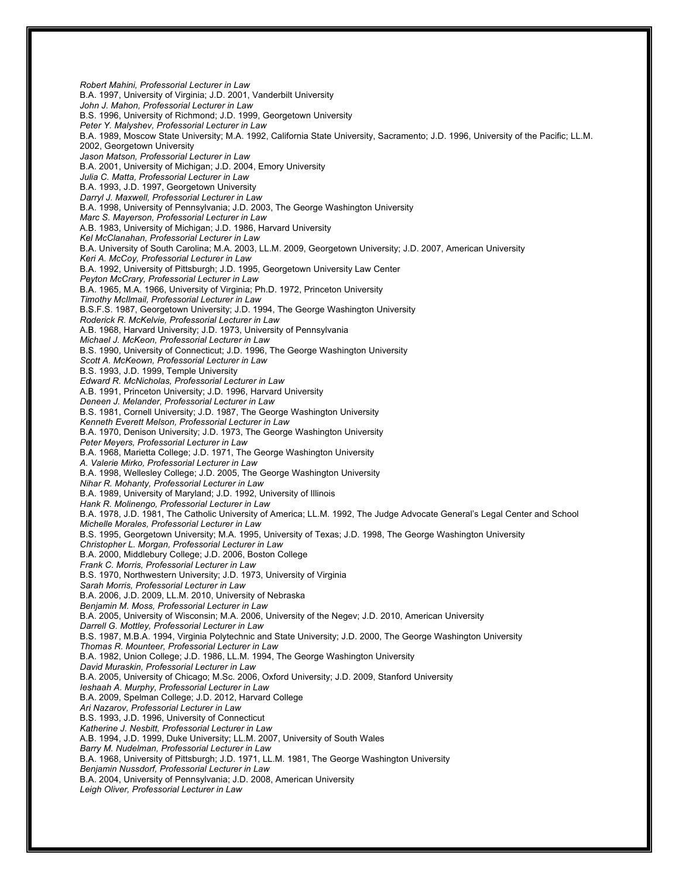*Robert Mahini, Professorial Lecturer in Law*
B.A. 1997, University of Virginia; J.D. 2001, Vanderbilt University
*John J. Mahon, Professorial Lecturer in Law*
B.S. 1996, University of Richmond; J.D. 1999, Georgetown University
*Peter Y. Malyshev, Professorial Lecturer in Law*
B.A. 1989, Moscow State University; M.A. 1992, California State University, Sacramento; J.D. 1996, University of the Pacific; LL.M. 2002, Georgetown University
*Jason Matson, Professorial Lecturer in Law*
B.A. 2001, University of Michigan; J.D. 2004, Emory University
*Julia C. Matta, Professorial Lecturer in Law*
B.A. 1993, J.D. 1997, Georgetown University
*Darryl J. Maxwell, Professorial Lecturer in Law*
B.A. 1998, University of Pennsylvania; J.D. 2003, The George Washington University
*Marc S. Mayerson, Professorial Lecturer in Law*
A.B. 1983, University of Michigan; J.D. 1986, Harvard University
*Kel McClanahan, Professorial Lecturer in Law*
B.A. University of South Carolina; M.A. 2003, LL.M. 2009, Georgetown University; J.D. 2007, American University
*Keri A. McCoy, Professorial Lecturer in Law*
B.A. 1992, University of Pittsburgh; J.D. 1995, Georgetown University Law Center
*Peyton McCrary, Professorial Lecturer in Law*
B.A. 1965, M.A. 1966, University of Virginia; Ph.D. 1972, Princeton University
*Timothy McIlmail, Professorial Lecturer in Law*
B.S.F.S. 1987, Georgetown University; J.D. 1994, The George Washington University
*Roderick R. McKelvie, Professorial Lecturer in Law*
A.B. 1968, Harvard University; J.D. 1973, University of Pennsylvania
*Michael J. McKeon, Professorial Lecturer in Law*
B.S. 1990, University of Connecticut; J.D. 1996, The George Washington University
*Scott A. McKeown, Professorial Lecturer in Law*
B.S. 1993, J.D. 1999, Temple University
*Edward R. McNicholas, Professorial Lecturer in Law*
A.B. 1991, Princeton University; J.D. 1996, Harvard University
*Deneen J. Melander, Professorial Lecturer in Law*
B.S. 1981, Cornell University; J.D. 1987, The George Washington University
*Kenneth Everett Melson, Professorial Lecturer in Law*
B.A. 1970, Denison University; J.D. 1973, The George Washington University
*Peter Meyers, Professorial Lecturer in Law*
B.A. 1968, Marietta College; J.D. 1971, The George Washington University
*A. Valerie Mirko, Professorial Lecturer in Law*
B.A. 1998, Wellesley College; J.D. 2005, The George Washington University
*Nihar R. Mohanty, Professorial Lecturer in Law*
B.A. 1989, University of Maryland; J.D. 1992, University of Illinois
*Hank R. Molinengo, Professorial Lecturer in Law*
B.A. 1978, J.D. 1981, The Catholic University of America; LL.M. 1992, The Judge Advocate General's Legal Center and School
*Michelle Morales, Professorial Lecturer in Law*
B.S. 1995, Georgetown University; M.A. 1995, University of Texas; J.D. 1998, The George Washington University
*Christopher L. Morgan, Professorial Lecturer in Law*
B.A. 2000, Middlebury College; J.D. 2006, Boston College
*Frank C. Morris, Professorial Lecturer in Law*
B.S. 1970, Northwestern University; J.D. 1973, University of Virginia
*Sarah Morris, Professorial Lecturer in Law*
B.A. 2006, J.D. 2009, LL.M. 2010, University of Nebraska
*Benjamin M. Moss, Professorial Lecturer in Law*
B.A. 2005, University of Wisconsin; M.A. 2006, University of the Negev; J.D. 2010, American University
*Darrell G. Mottley, Professorial Lecturer in Law*
B.S. 1987, M.B.A. 1994, Virginia Polytechnic and State University; J.D. 2000, The George Washington University
*Thomas R. Mounteer, Professorial Lecturer in Law*
B.A. 1982, Union College; J.D. 1986, LL.M. 1994, The George Washington University
*David Muraskin, Professorial Lecturer in Law*
B.A. 2005, University of Chicago; M.Sc. 2006, Oxford University; J.D. 2009, Stanford University
*Ieshaah A. Murphy, Professorial Lecturer in Law*
B.A. 2009, Spelman College; J.D. 2012, Harvard College
*Ari Nazarov, Professorial Lecturer in Law*
B.S. 1993, J.D. 1996, University of Connecticut
*Katherine J. Nesbitt, Professorial Lecturer in Law*
A.B. 1994, J.D. 1999, Duke University; LL.M. 2007, University of South Wales
*Barry M. Nudelman, Professorial Lecturer in Law*
B.A. 1968, University of Pittsburgh; J.D. 1971, LL.M. 1981, The George Washington University
*Benjamin Nussdorf, Professorial Lecturer in Law*
B.A. 2004, University of Pennsylvania; J.D. 2008, American University
*Leigh Oliver, Professorial Lecturer in Law*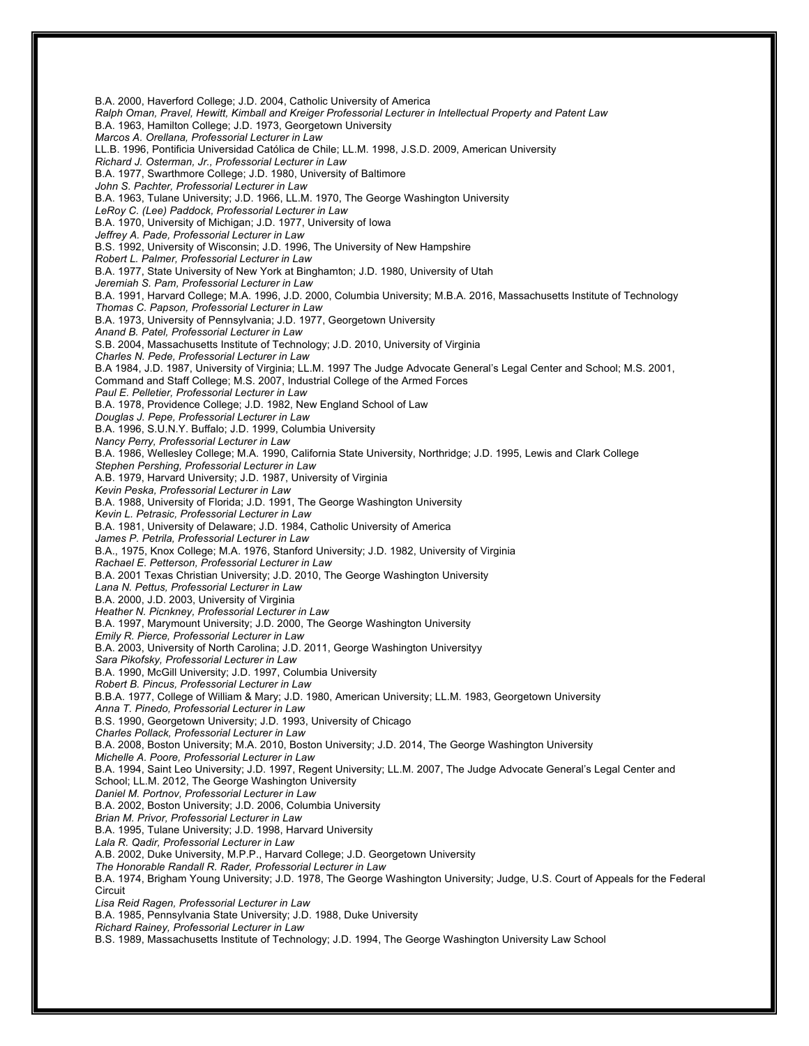B.A. 2000, Haverford College; J.D. 2004, Catholic University of America

*Ralph Oman, Pravel, Hewitt, Kimball and Kreiger Professorial Lecturer in Intellectual Property and Patent Law*
B.A. 1963, Hamilton College; J.D. 1973, Georgetown University

*Marcos A. Orellana, Professorial Lecturer in Law*
LL.B. 1996, Pontificia Universidad Católica de Chile; LL.M. 1998, J.S.D. 2009, American University

*Richard J. Osterman, Jr., Professorial Lecturer in Law*
B.A. 1977, Swarthmore College; J.D. 1980, University of Baltimore

*John S. Pachter, Professorial Lecturer in Law*
B.A. 1963, Tulane University; J.D. 1966, LL.M. 1970, The George Washington University

*LeRoy C. (Lee) Paddock, Professorial Lecturer in Law*
B.A. 1970, University of Michigan; J.D. 1977, University of Iowa

*Jeffrey A. Pade, Professorial Lecturer in Law*
B.S. 1992, University of Wisconsin; J.D. 1996, The University of New Hampshire

*Robert L. Palmer, Professorial Lecturer in Law*
B.A. 1977, State University of New York at Binghamton; J.D. 1980, University of Utah

*Jeremiah S. Pam, Professorial Lecturer in Law*
B.A. 1991, Harvard College; M.A. 1996, J.D. 2000, Columbia University; M.B.A. 2016, Massachusetts Institute of Technology

*Thomas C. Papson, Professorial Lecturer in Law*
B.A. 1973, University of Pennsylvania; J.D. 1977, Georgetown University

*Anand B. Patel, Professorial Lecturer in Law*
S.B. 2004, Massachusetts Institute of Technology; J.D. 2010, University of Virginia

*Charles N. Pede, Professorial Lecturer in Law*
B.A 1984, J.D. 1987, University of Virginia; LL.M. 1997 The Judge Advocate General's Legal Center and School; M.S. 2001, Command and Staff College; M.S. 2007, Industrial College of the Armed Forces

*Paul E. Pelletier, Professorial Lecturer in Law*
B.A. 1978, Providence College; J.D. 1982, New England School of Law

*Douglas J. Pepe, Professorial Lecturer in Law*
B.A. 1996, S.U.N.Y. Buffalo; J.D. 1999, Columbia University

*Nancy Perry, Professorial Lecturer in Law*
B.A. 1986, Wellesley College; M.A. 1990, California State University, Northridge; J.D. 1995, Lewis and Clark College

*Stephen Pershing, Professorial Lecturer in Law*
A.B. 1979, Harvard University; J.D. 1987, University of Virginia

*Kevin Peska, Professorial Lecturer in Law*
B.A. 1988, University of Florida; J.D. 1991, The George Washington University

*Kevin L. Petrasic, Professorial Lecturer in Law*
B.A. 1981, University of Delaware; J.D. 1984, Catholic University of America

*James P. Petrila, Professorial Lecturer in Law*
B.A., 1975, Knox College; M.A. 1976, Stanford University; J.D. 1982, University of Virginia

*Rachael E. Petterson, Professorial Lecturer in Law*
B.A. 2001 Texas Christian University; J.D. 2010, The George Washington University

*Lana N. Pettus, Professorial Lecturer in Law*
B.A. 2000, J.D. 2003, University of Virginia

*Heather N. Picnkney, Professorial Lecturer in Law*
B.A. 1997, Marymount University; J.D. 2000, The George Washington University

*Emily R. Pierce, Professorial Lecturer in Law*
B.A. 2003, University of North Carolina; J.D. 2011, George Washington Universityy

*Sara Pikofsky, Professorial Lecturer in Law*
B.A. 1990, McGill University; J.D. 1997, Columbia University

*Robert B. Pincus, Professorial Lecturer in Law*
B.B.A. 1977, College of William & Mary; J.D. 1980, American University; LL.M. 1983, Georgetown University

*Anna T. Pinedo, Professorial Lecturer in Law*
B.S. 1990, Georgetown University; J.D. 1993, University of Chicago

*Charles Pollack, Professorial Lecturer in Law*
B.A. 2008, Boston University; M.A. 2010, Boston University; J.D. 2014, The George Washington University

*Michelle A. Poore, Professorial Lecturer in Law*
B.A. 1994, Saint Leo University; J.D. 1997, Regent University; LL.M. 2007, The Judge Advocate General's Legal Center and School; LL.M. 2012, The George Washington University

*Daniel M. Portnov, Professorial Lecturer in Law*
B.A. 2002, Boston University; J.D. 2006, Columbia University

*Brian M. Privor, Professorial Lecturer in Law*
B.A. 1995, Tulane University; J.D. 1998, Harvard University

*Lala R. Qadir, Professorial Lecturer in Law*
A.B. 2002, Duke University, M.P.P., Harvard College; J.D. Georgetown University

*The Honorable Randall R. Rader, Professorial Lecturer in Law*
B.A. 1974, Brigham Young University; J.D. 1978, The George Washington University; Judge, U.S. Court of Appeals for the Federal Circuit

*Lisa Reid Ragen, Professorial Lecturer in Law*
B.A. 1985, Pennsylvania State University; J.D. 1988, Duke University

*Richard Rainey, Professorial Lecturer in Law*
B.S. 1989, Massachusetts Institute of Technology; J.D. 1994, The George Washington University Law School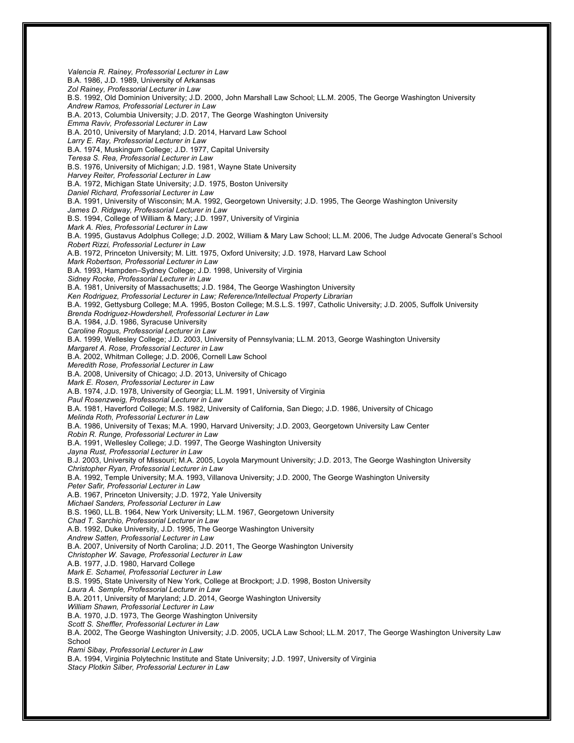*Valencia R. Rainey, Professorial Lecturer in Law*
B.A. 1986, J.D. 1989, University of Arkansas
*Zol Rainey, Professorial Lecturer in Law*
B.S. 1992, Old Dominion University; J.D. 2000, John Marshall Law School; LL.M. 2005, The George Washington University
*Andrew Ramos, Professorial Lecturer in Law*
B.A. 2013, Columbia University; J.D. 2017, The George Washington University
*Emma Raviv, Professorial Lecturer in Law*
B.A. 2010, University of Maryland; J.D. 2014, Harvard Law School
*Larry E. Ray, Professorial Lecturer in Law*
B.A. 1974, Muskingum College; J.D. 1977, Capital University
*Teresa S. Rea, Professorial Lecturer in Law*
B.S. 1976, University of Michigan; J.D. 1981, Wayne State University
*Harvey Reiter, Professorial Lecturer in Law*
B.A. 1972, Michigan State University; J.D. 1975, Boston University
*Daniel Richard, Professorial Lecturer in Law*
B.A. 1991, University of Wisconsin; M.A. 1992, Georgetown University; J.D. 1995, The George Washington University
*James D. Ridgway, Professorial Lecturer in Law*
B.S. 1994, College of William & Mary; J.D. 1997, University of Virginia
*Mark A. Ries, Professorial Lecturer in Law*
B.A. 1995, Gustavus Adolphus College; J.D. 2002, William & Mary Law School; LL.M. 2006, The Judge Advocate General's School
*Robert Rizzi, Professorial Lecturer in Law*
A.B. 1972, Princeton University; M. Litt. 1975, Oxford University; J.D. 1978, Harvard Law School
*Mark Robertson, Professorial Lecturer in Law*
B.A. 1993, Hampden–Sydney College; J.D. 1998, University of Virginia
*Sidney Rocke, Professorial Lecturer in Law*
B.A. 1981, University of Massachusetts; J.D. 1984, The George Washington University
*Ken Rodriguez, Professorial Lecturer in Law; Reference/Intellectual Property Librarian*
B.A. 1992, Gettysburg College; M.A. 1995, Boston College; M.S.L.S. 1997, Catholic University; J.D. 2005, Suffolk University
*Brenda Rodriguez-Howdershell, Professorial Lecturer in Law*
B.A. 1984, J.D. 1986, Syracuse University
*Caroline Rogus, Professorial Lecturer in Law*
B.A. 1999, Wellesley College; J.D. 2003, University of Pennsylvania; LL.M. 2013, George Washington University
*Margaret A. Rose, Professorial Lecturer in Law*
B.A. 2002, Whitman College; J.D. 2006, Cornell Law School
*Meredith Rose, Professorial Lecturer in Law*
B.A. 2008, University of Chicago; J.D. 2013, University of Chicago
*Mark E. Rosen, Professorial Lecturer in Law*
A.B. 1974, J.D. 1978, University of Georgia; LL.M. 1991, University of Virginia
*Paul Rosenzweig, Professorial Lecturer in Law*
B.A. 1981, Haverford College; M.S. 1982, University of California, San Diego; J.D. 1986, University of Chicago
*Melinda Roth, Professorial Lecturer in Law*
B.A. 1986, University of Texas; M.A. 1990, Harvard University; J.D. 2003, Georgetown University Law Center
*Robin R. Runge, Professorial Lecturer in Law*
B.A. 1991, Wellesley College; J.D. 1997, The George Washington University
*Jayna Rust, Professorial Lecturer in Law*
B.J. 2003, University of Missouri; M.A. 2005, Loyola Marymount University; J.D. 2013, The George Washington University
*Christopher Ryan, Professorial Lecturer in Law*
B.A. 1992, Temple University; M.A. 1993, Villanova University; J.D. 2000, The George Washington University
*Peter Safir, Professorial Lecturer in Law*
A.B. 1967, Princeton University; J.D. 1972, Yale University
*Michael Sanders, Professorial Lecturer in Law*
B.S. 1960, LL.B. 1964, New York University; LL.M. 1967, Georgetown University
*Chad T. Sarchio, Professorial Lecturer in Law*
A.B. 1992, Duke University, J.D. 1995, The George Washington University
*Andrew Satten, Professorial Lecturer in Law*
B.A. 2007, University of North Carolina; J.D. 2011, The George Washington University
*Christopher W. Savage, Professorial Lecturer in Law*
A.B. 1977, J.D. 1980, Harvard College
*Mark E. Schamel, Professorial Lecturer in Law*
B.S. 1995, State University of New York, College at Brockport; J.D. 1998, Boston University
*Laura A. Semple, Professorial Lecturer in Law*
B.A. 2011, University of Maryland; J.D. 2014, George Washington University
*William Shawn, Professorial Lecturer in Law*
B.A. 1970, J.D. 1973, The George Washington University
*Scott S. Sheffler, Professorial Lecturer in Law*
B.A. 2002, The George Washington University; J.D. 2005, UCLA Law School; LL.M. 2017, The George Washington University Law School
*Rami Sibay, Professorial Lecturer in Law*
B.A. 1994, Virginia Polytechnic Institute and State University; J.D. 1997, University of Virginia
*Stacy Plotkin Silber, Professorial Lecturer in Law*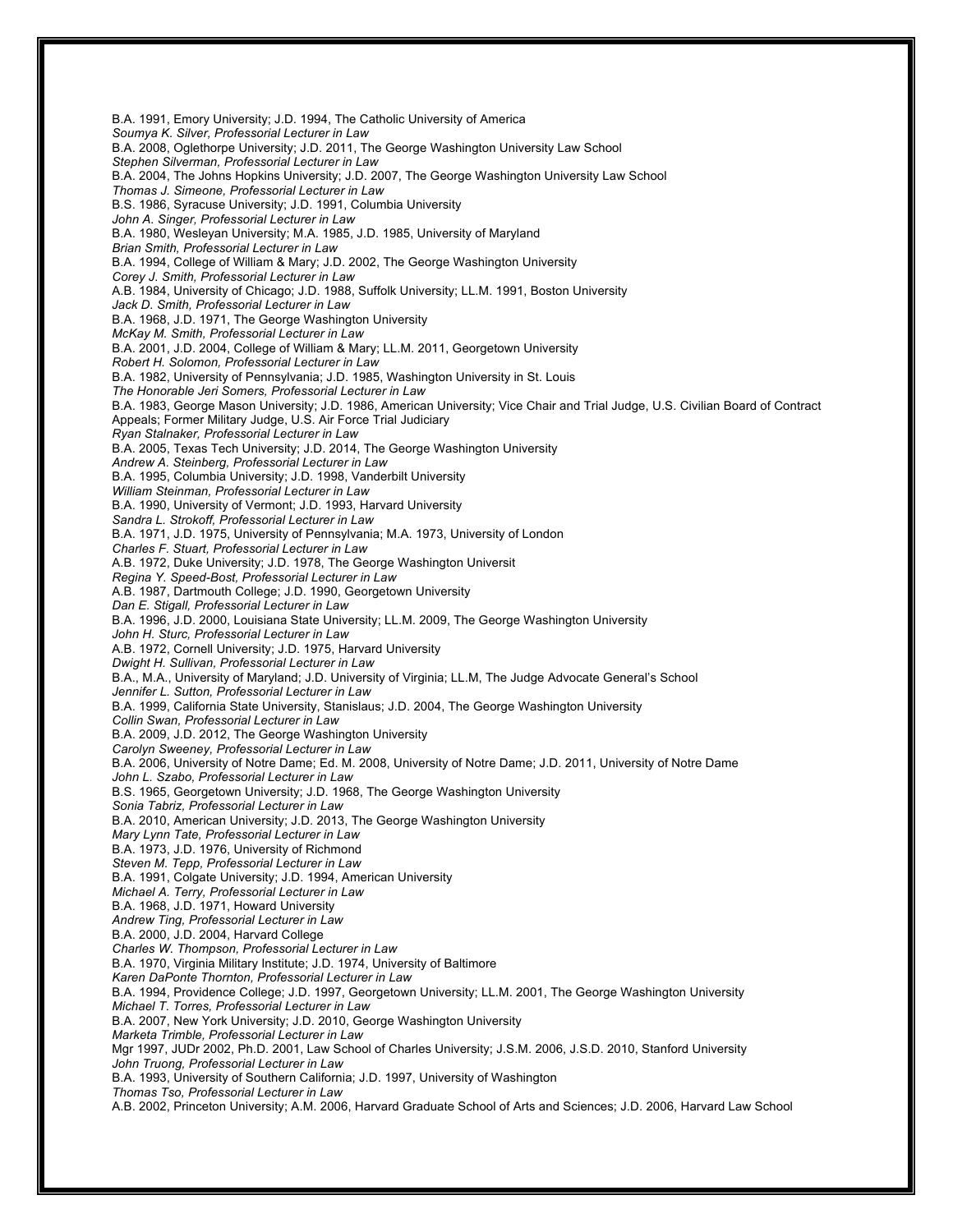B.A. 1991, Emory University; J.D. 1994, The Catholic University of America
*Soumya K. Silver, Professorial Lecturer in Law*
B.A. 2008, Oglethorpe University; J.D. 2011, The George Washington University Law School
*Stephen Silverman, Professorial Lecturer in Law*
B.A. 2004, The Johns Hopkins University; J.D. 2007, The George Washington University Law School
*Thomas J. Simeone, Professorial Lecturer in Law*
B.S. 1986, Syracuse University; J.D. 1991, Columbia University
*John A. Singer, Professorial Lecturer in Law*
B.A. 1980, Wesleyan University; M.A. 1985, J.D. 1985, University of Maryland
*Brian Smith, Professorial Lecturer in Law*
B.A. 1994, College of William & Mary; J.D. 2002, The George Washington University
*Corey J. Smith, Professorial Lecturer in Law*
A.B. 1984, University of Chicago; J.D. 1988, Suffolk University; LL.M. 1991, Boston University
*Jack D. Smith, Professorial Lecturer in Law*
B.A. 1968, J.D. 1971, The George Washington University
*McKay M. Smith, Professorial Lecturer in Law*
B.A. 2001, J.D. 2004, College of William & Mary; LL.M. 2011, Georgetown University
*Robert H. Solomon, Professorial Lecturer in Law*
B.A. 1982, University of Pennsylvania; J.D. 1985, Washington University in St. Louis
*The Honorable Jeri Somers, Professorial Lecturer in Law*
B.A. 1983, George Mason University; J.D. 1986, American University; Vice Chair and Trial Judge, U.S. Civilian Board of Contract Appeals; Former Military Judge, U.S. Air Force Trial Judiciary
*Ryan Stalnaker, Professorial Lecturer in Law*
B.A. 2005, Texas Tech University; J.D. 2014, The George Washington University
*Andrew A. Steinberg, Professorial Lecturer in Law*
B.A. 1995, Columbia University; J.D. 1998, Vanderbilt University
*William Steinman, Professorial Lecturer in Law*
B.A. 1990, University of Vermont; J.D. 1993, Harvard University
*Sandra L. Strokoff, Professorial Lecturer in Law*
B.A. 1971, J.D. 1975, University of Pennsylvania; M.A. 1973, University of London
*Charles F. Stuart, Professorial Lecturer in Law*
A.B. 1972, Duke University; J.D. 1978, The George Washington Universit
*Regina Y. Speed-Bost, Professorial Lecturer in Law*
A.B. 1987, Dartmouth College; J.D. 1990, Georgetown University
*Dan E. Stigall, Professorial Lecturer in Law*
B.A. 1996, J.D. 2000, Louisiana State University; LL.M. 2009, The George Washington University
*John H. Sturc, Professorial Lecturer in Law*
A.B. 1972, Cornell University; J.D. 1975, Harvard University
*Dwight H. Sullivan, Professorial Lecturer in Law*
B.A., M.A., University of Maryland; J.D. University of Virginia; LL.M, The Judge Advocate General's School
*Jennifer L. Sutton, Professorial Lecturer in Law*
B.A. 1999, California State University, Stanislaus; J.D. 2004, The George Washington University
*Collin Swan, Professorial Lecturer in Law*
B.A. 2009, J.D. 2012, The George Washington University
*Carolyn Sweeney, Professorial Lecturer in Law*
B.A. 2006, University of Notre Dame; Ed. M. 2008, University of Notre Dame; J.D. 2011, University of Notre Dame
*John L. Szabo, Professorial Lecturer in Law*
B.S. 1965, Georgetown University; J.D. 1968, The George Washington University
*Sonia Tabriz, Professorial Lecturer in Law*
B.A. 2010, American University; J.D. 2013, The George Washington University
*Mary Lynn Tate, Professorial Lecturer in Law*
B.A. 1973, J.D. 1976, University of Richmond
*Steven M. Tepp, Professorial Lecturer in Law*
B.A. 1991, Colgate University; J.D. 1994, American University
*Michael A. Terry, Professorial Lecturer in Law*
B.A. 1968, J.D. 1971, Howard University
*Andrew Ting, Professorial Lecturer in Law*
B.A. 2000, J.D. 2004, Harvard College
*Charles W. Thompson, Professorial Lecturer in Law*
B.A. 1970, Virginia Military Institute; J.D. 1974, University of Baltimore
*Karen DaPonte Thornton, Professorial Lecturer in Law*
B.A. 1994, Providence College; J.D. 1997, Georgetown University; LL.M. 2001, The George Washington University
*Michael T. Torres, Professorial Lecturer in Law*
B.A. 2007, New York University; J.D. 2010, George Washington University
*Marketa Trimble, Professorial Lecturer in Law*
Mgr 1997, JUDr 2002, Ph.D. 2001, Law School of Charles University; J.S.M. 2006, J.S.D. 2010, Stanford University
*John Truong, Professorial Lecturer in Law*
B.A. 1993, University of Southern California; J.D. 1997, University of Washington
*Thomas Tso, Professorial Lecturer in Law*
A.B. 2002, Princeton University; A.M. 2006, Harvard Graduate School of Arts and Sciences; J.D. 2006, Harvard Law School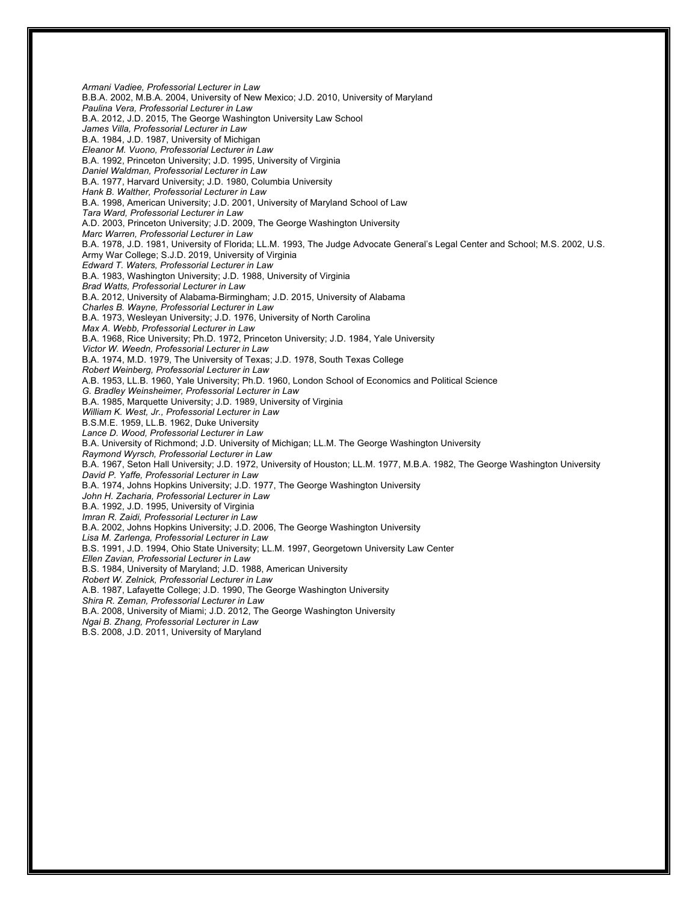*Armani Vadiee, Professorial Lecturer in Law*
B.B.A. 2002, M.B.A. 2004, University of New Mexico; J.D. 2010, University of Maryland
*Paulina Vera, Professorial Lecturer in Law*
B.A. 2012, J.D. 2015, The George Washington University Law School
*James Villa, Professorial Lecturer in Law*
B.A. 1984, J.D. 1987, University of Michigan
*Eleanor M. Vuono, Professorial Lecturer in Law*
B.A. 1992, Princeton University; J.D. 1995, University of Virginia
*Daniel Waldman, Professorial Lecturer in Law*
B.A. 1977, Harvard University; J.D. 1980, Columbia University
*Hank B. Walther, Professorial Lecturer in Law*
B.A. 1998, American University; J.D. 2001, University of Maryland School of Law
*Tara Ward, Professorial Lecturer in Law*
A.D. 2003, Princeton University; J.D. 2009, The George Washington University
*Marc Warren, Professorial Lecturer in Law*
B.A. 1978, J.D. 1981, University of Florida; LL.M. 1993, The Judge Advocate General's Legal Center and School; M.S. 2002, U.S. Army War College; S.J.D. 2019, University of Virginia
*Edward T. Waters, Professorial Lecturer in Law*
B.A. 1983, Washington University; J.D. 1988, University of Virginia
*Brad Watts, Professorial Lecturer in Law*
B.A. 2012, University of Alabama-Birmingham; J.D. 2015, University of Alabama
*Charles B. Wayne, Professorial Lecturer in Law*
B.A. 1973, Wesleyan University; J.D. 1976, University of North Carolina
*Max A. Webb, Professorial Lecturer in Law*
B.A. 1968, Rice University; Ph.D. 1972, Princeton University; J.D. 1984, Yale University
*Victor W. Weedn, Professorial Lecturer in Law*
B.A. 1974, M.D. 1979, The University of Texas; J.D. 1978, South Texas College
*Robert Weinberg, Professorial Lecturer in Law*
A.B. 1953, LL.B. 1960, Yale University; Ph.D. 1960, London School of Economics and Political Science
*G. Bradley Weinsheimer, Professorial Lecturer in Law*
B.A. 1985, Marquette University; J.D. 1989, University of Virginia
*William K. West, Jr., Professorial Lecturer in Law*
B.S.M.E. 1959, LL.B. 1962, Duke University
*Lance D. Wood, Professorial Lecturer in Law*
B.A. University of Richmond; J.D. University of Michigan; LL.M. The George Washington University
*Raymond Wyrsch, Professorial Lecturer in Law*
B.A. 1967, Seton Hall University; J.D. 1972, University of Houston; LL.M. 1977, M.B.A. 1982, The George Washington University
*David P. Yaffe, Professorial Lecturer in Law*
B.A. 1974, Johns Hopkins University; J.D. 1977, The George Washington University
*John H. Zacharia, Professorial Lecturer in Law*
B.A. 1992, J.D. 1995, University of Virginia
*Imran R. Zaidi, Professorial Lecturer in Law*
B.A. 2002, Johns Hopkins University; J.D. 2006, The George Washington University
*Lisa M. Zarlenga, Professorial Lecturer in Law*
B.S. 1991, J.D. 1994, Ohio State University; LL.M. 1997, Georgetown University Law Center
*Ellen Zavian, Professorial Lecturer in Law*
B.S. 1984, University of Maryland; J.D. 1988, American University
*Robert W. Zelnick, Professorial Lecturer in Law*
A.B. 1987, Lafayette College; J.D. 1990, The George Washington University
*Shira R. Zeman, Professorial Lecturer in Law*
B.A. 2008, University of Miami; J.D. 2012, The George Washington University
*Ngai B. Zhang, Professorial Lecturer in Law*
B.S. 2008, J.D. 2011, University of Maryland